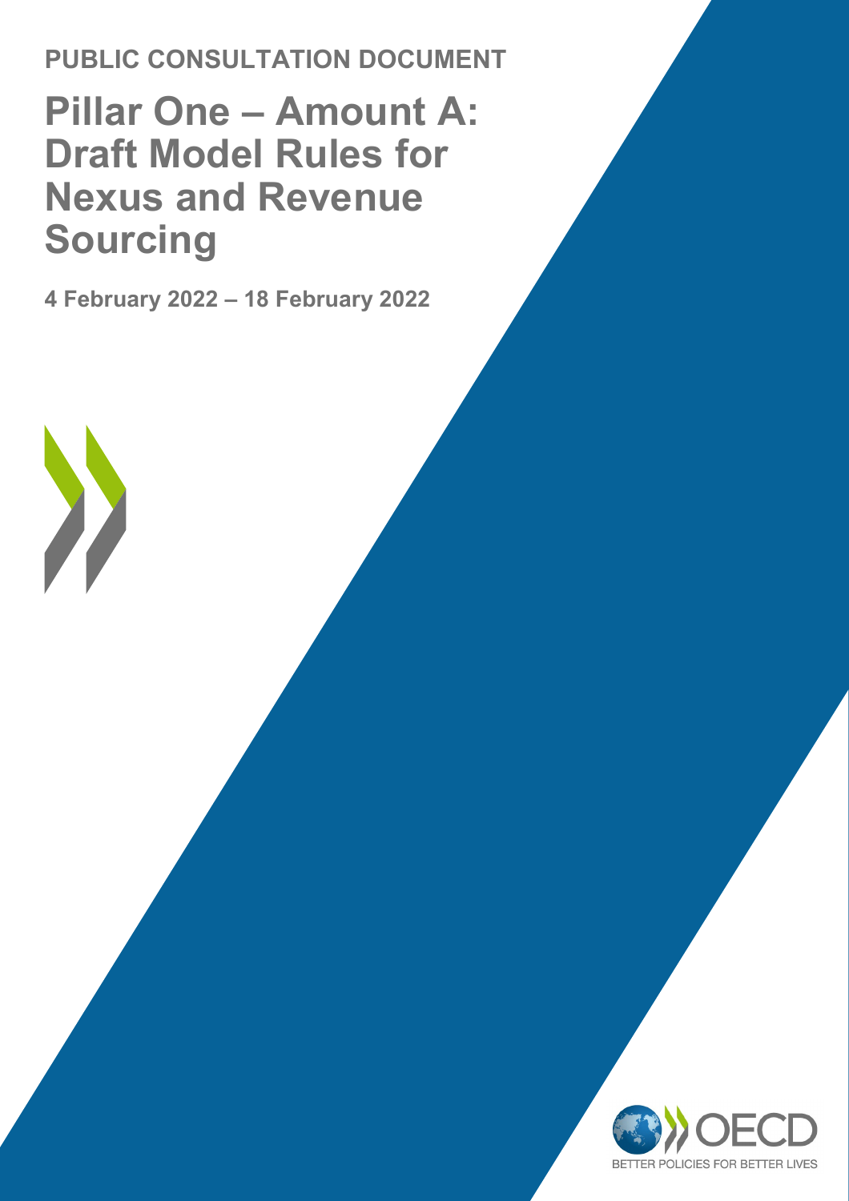PUBLIC CONSULTATION DOCUMENT

# Pillar One – Amount A: Draft Model Rules for Nexus and Revenue Sourcing

**4 February 2022 – 18 February 2022**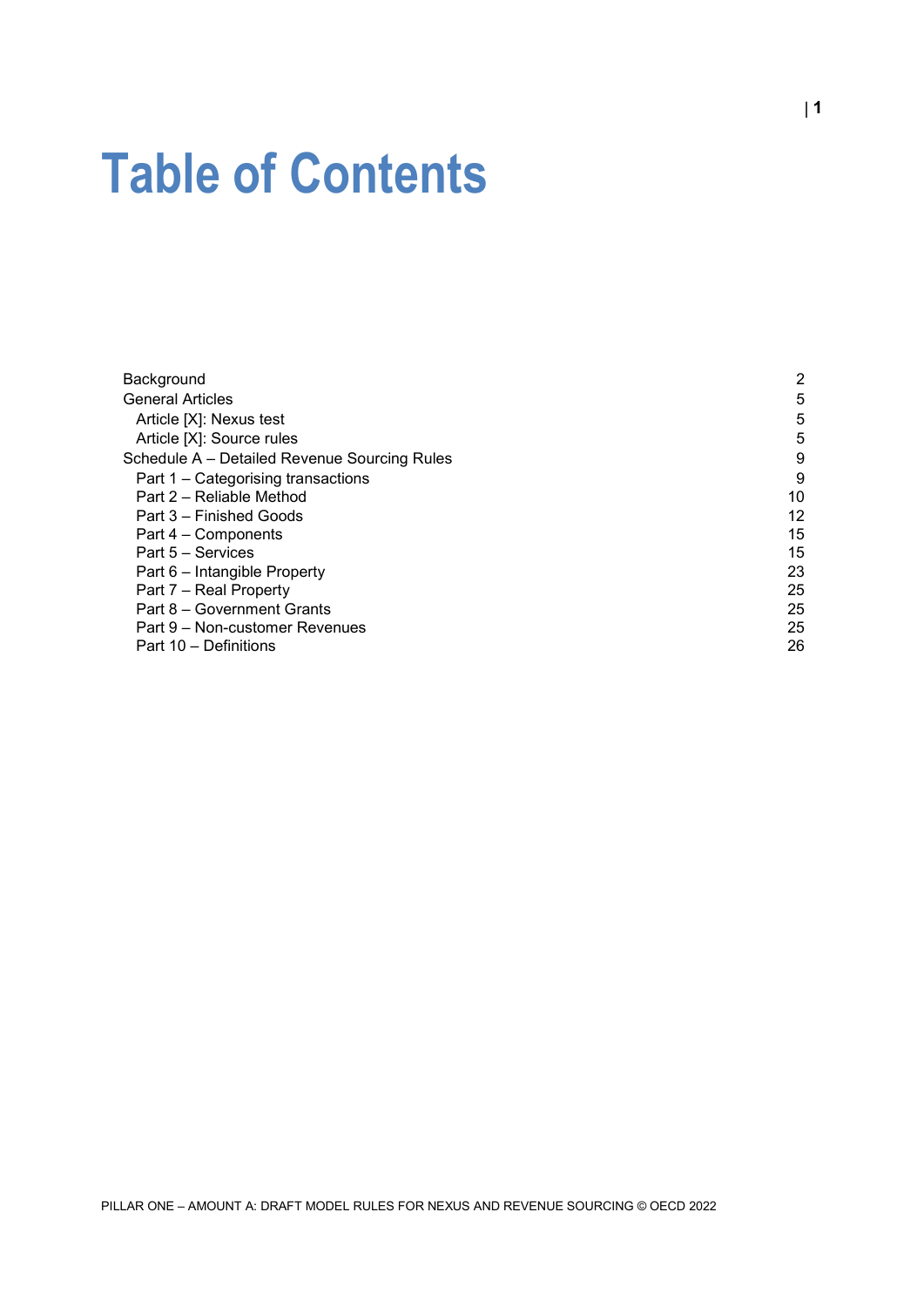# Table of Contents

| | |
|---|---|
| Background | 2 |
| General Articles | 5 |
| Article [X]: Nexus test | 5 |
| Article [X]: Source rules | 5 |
| Schedule A – Detailed Revenue Sourcing Rules | 9 |
| Part 1 – Categorising transactions | 9 |
| Part 2 – Reliable Method | 10 |
| Part 3 – Finished Goods | 12 |
| Part 4 – Components | 15 |
| Part 5 – Services | 15 |
| Part 6 – Intangible Property | 23 |
| Part 7 – Real Property | 25 |
| Part 8 – Government Grants | 25 |
| Part 9 – Non-customer Revenues | 25 |
| Part 10 – Definitions | 26 |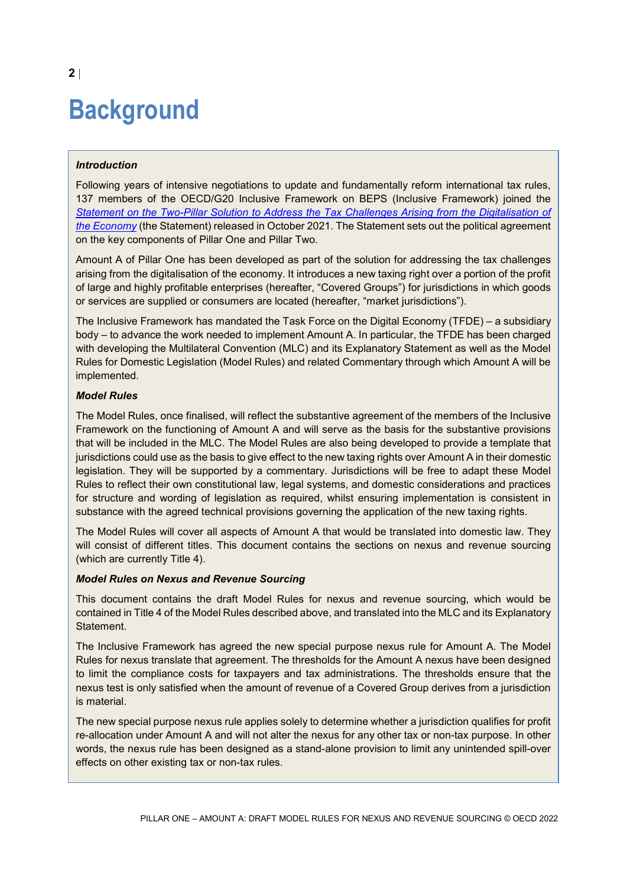# Background

***Introduction***

Following years of intensive negotiations to update and fundamentally reform international tax rules, 137 members of the OECD/G20 Inclusive Framework on BEPS (Inclusive Framework) joined the *Statement on the Two-Pillar Solution to Address the Tax Challenges Arising from the Digitalisation of the Economy* (the Statement) released in October 2021. The Statement sets out the political agreement on the key components of Pillar One and Pillar Two.

Amount A of Pillar One has been developed as part of the solution for addressing the tax challenges arising from the digitalisation of the economy. It introduces a new taxing right over a portion of the profit of large and highly profitable enterprises (hereafter, "Covered Groups") for jurisdictions in which goods or services are supplied or consumers are located (hereafter, "market jurisdictions").

The Inclusive Framework has mandated the Task Force on the Digital Economy (TFDE) – a subsidiary body – to advance the work needed to implement Amount A. In particular, the TFDE has been charged with developing the Multilateral Convention (MLC) and its Explanatory Statement as well as the Model Rules for Domestic Legislation (Model Rules) and related Commentary through which Amount A will be implemented.

***Model Rules***

The Model Rules, once finalised, will reflect the substantive agreement of the members of the Inclusive Framework on the functioning of Amount A and will serve as the basis for the substantive provisions that will be included in the MLC. The Model Rules are also being developed to provide a template that jurisdictions could use as the basis to give effect to the new taxing rights over Amount A in their domestic legislation. They will be supported by a commentary. Jurisdictions will be free to adapt these Model Rules to reflect their own constitutional law, legal systems, and domestic considerations and practices for structure and wording of legislation as required, whilst ensuring implementation is consistent in substance with the agreed technical provisions governing the application of the new taxing rights.

The Model Rules will cover all aspects of Amount A that would be translated into domestic law. They will consist of different titles. This document contains the sections on nexus and revenue sourcing (which are currently Title 4).

***Model Rules on Nexus and Revenue Sourcing***

This document contains the draft Model Rules for nexus and revenue sourcing, which would be contained in Title 4 of the Model Rules described above, and translated into the MLC and its Explanatory Statement.

The Inclusive Framework has agreed the new special purpose nexus rule for Amount A. The Model Rules for nexus translate that agreement. The thresholds for the Amount A nexus have been designed to limit the compliance costs for taxpayers and tax administrations. The thresholds ensure that the nexus test is only satisfied when the amount of revenue of a Covered Group derives from a jurisdiction is material.

The new special purpose nexus rule applies solely to determine whether a jurisdiction qualifies for profit re-allocation under Amount A and will not alter the nexus for any other tax or non-tax purpose. In other words, the nexus rule has been designed as a stand-alone provision to limit any unintended spill-over effects on other existing tax or non-tax rules.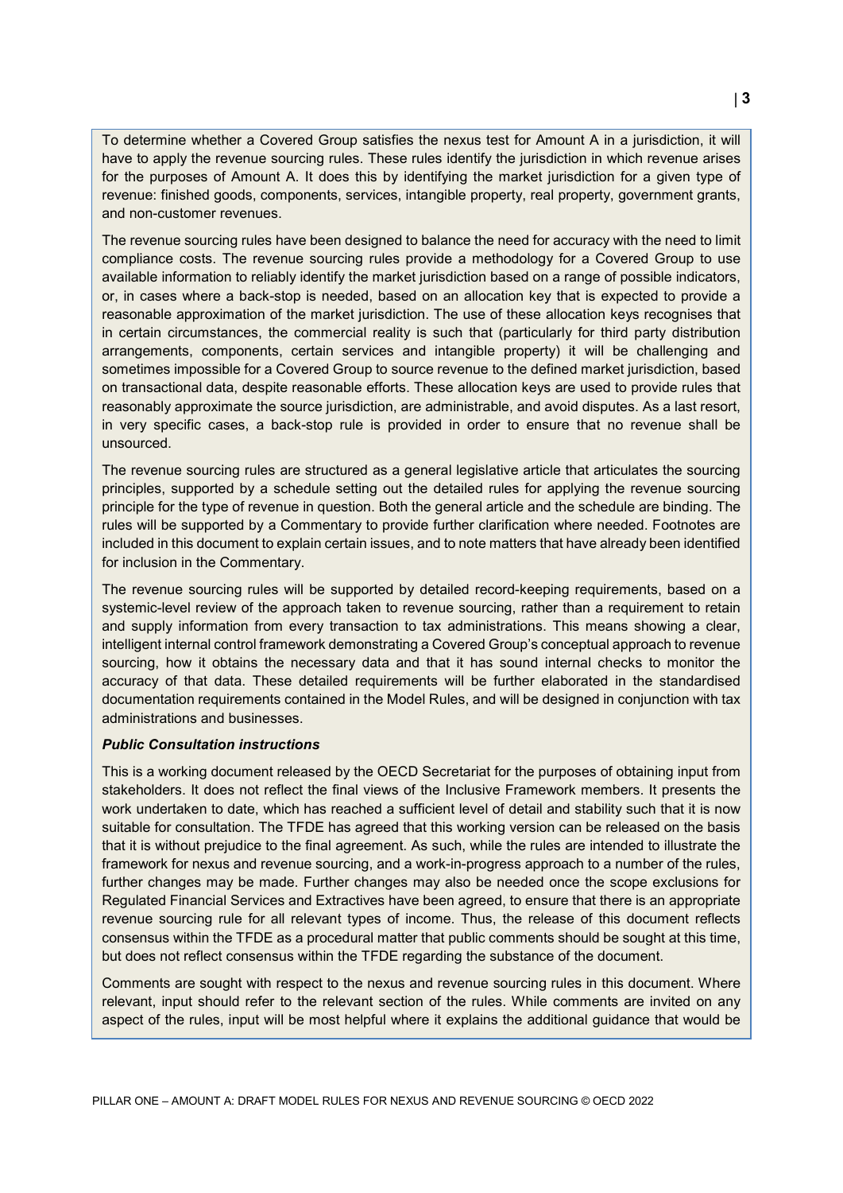To determine whether a Covered Group satisfies the nexus test for Amount A in a jurisdiction, it will have to apply the revenue sourcing rules. These rules identify the jurisdiction in which revenue arises for the purposes of Amount A. It does this by identifying the market jurisdiction for a given type of revenue: finished goods, components, services, intangible property, real property, government grants, and non-customer revenues.

The revenue sourcing rules have been designed to balance the need for accuracy with the need to limit compliance costs. The revenue sourcing rules provide a methodology for a Covered Group to use available information to reliably identify the market jurisdiction based on a range of possible indicators, or, in cases where a back-stop is needed, based on an allocation key that is expected to provide a reasonable approximation of the market jurisdiction. The use of these allocation keys recognises that in certain circumstances, the commercial reality is such that (particularly for third party distribution arrangements, components, certain services and intangible property) it will be challenging and sometimes impossible for a Covered Group to source revenue to the defined market jurisdiction, based on transactional data, despite reasonable efforts. These allocation keys are used to provide rules that reasonably approximate the source jurisdiction, are administrable, and avoid disputes. As a last resort, in very specific cases, a back-stop rule is provided in order to ensure that no revenue shall be unsourced.

The revenue sourcing rules are structured as a general legislative article that articulates the sourcing principles, supported by a schedule setting out the detailed rules for applying the revenue sourcing principle for the type of revenue in question. Both the general article and the schedule are binding. The rules will be supported by a Commentary to provide further clarification where needed. Footnotes are included in this document to explain certain issues, and to note matters that have already been identified for inclusion in the Commentary.

The revenue sourcing rules will be supported by detailed record-keeping requirements, based on a systemic-level review of the approach taken to revenue sourcing, rather than a requirement to retain and supply information from every transaction to tax administrations. This means showing a clear, intelligent internal control framework demonstrating a Covered Group's conceptual approach to revenue sourcing, how it obtains the necessary data and that it has sound internal checks to monitor the accuracy of that data. These detailed requirements will be further elaborated in the standardised documentation requirements contained in the Model Rules, and will be designed in conjunction with tax administrations and businesses.

***Public Consultation instructions***

This is a working document released by the OECD Secretariat for the purposes of obtaining input from stakeholders. It does not reflect the final views of the Inclusive Framework members. It presents the work undertaken to date, which has reached a sufficient level of detail and stability such that it is now suitable for consultation. The TFDE has agreed that this working version can be released on the basis that it is without prejudice to the final agreement. As such, while the rules are intended to illustrate the framework for nexus and revenue sourcing, and a work-in-progress approach to a number of the rules, further changes may be made. Further changes may also be needed once the scope exclusions for Regulated Financial Services and Extractives have been agreed, to ensure that there is an appropriate revenue sourcing rule for all relevant types of income. Thus, the release of this document reflects consensus within the TFDE as a procedural matter that public comments should be sought at this time, but does not reflect consensus within the TFDE regarding the substance of the document.

Comments are sought with respect to the nexus and revenue sourcing rules in this document. Where relevant, input should refer to the relevant section of the rules. While comments are invited on any aspect of the rules, input will be most helpful where it explains the additional guidance that would be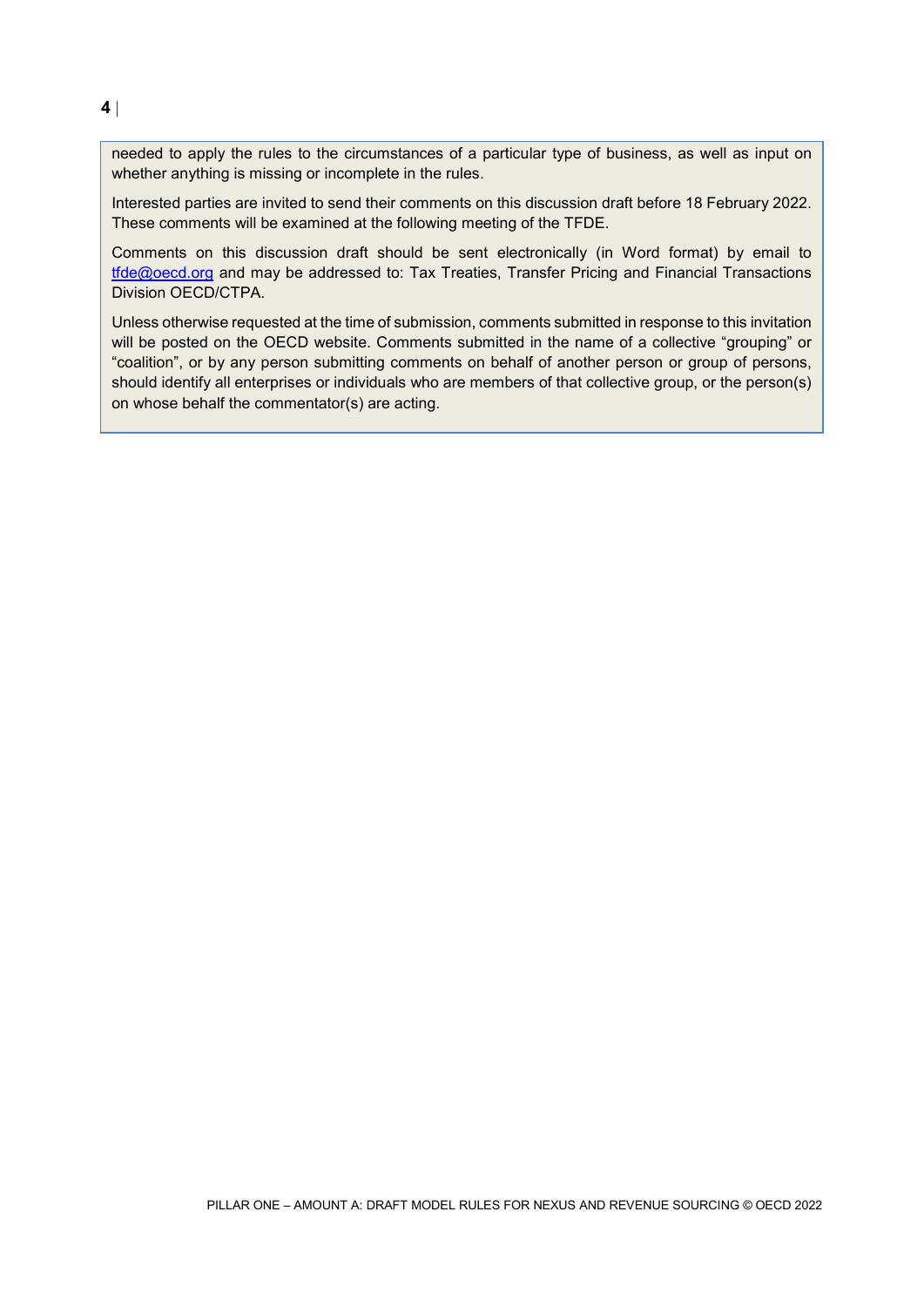needed to apply the rules to the circumstances of a particular type of business, as well as input on whether anything is missing or incomplete in the rules.

Interested parties are invited to send their comments on this discussion draft before 18 February 2022. These comments will be examined at the following meeting of the TFDE.

Comments on this discussion draft should be sent electronically (in Word format) by email to tfde@oecd.org and may be addressed to: Tax Treaties, Transfer Pricing and Financial Transactions Division OECD/CTPA.

Unless otherwise requested at the time of submission, comments submitted in response to this invitation will be posted on the OECD website. Comments submitted in the name of a collective "grouping" or "coalition", or by any person submitting comments on behalf of another person or group of persons, should identify all enterprises or individuals who are members of that collective group, or the person(s) on whose behalf the commentator(s) are acting.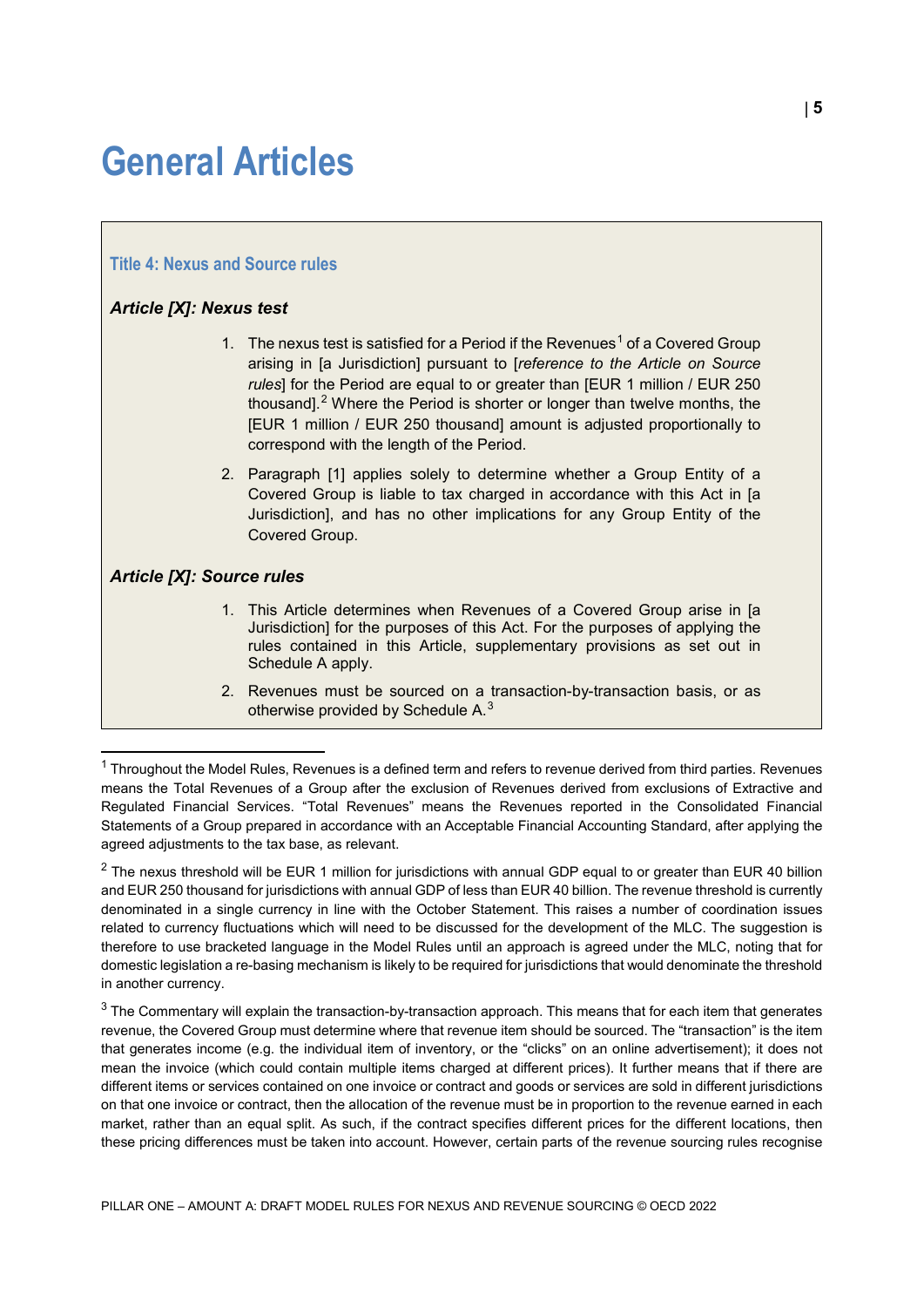# General Articles

### Title 4: Nexus and Source rules

#### *Article [X]: Nexus test*

1. The nexus test is satisfied for a Period if the Revenues[1] of a Covered Group arising in [a Jurisdiction] pursuant to [*reference to the Article on Source rules*] for the Period are equal to or greater than [EUR 1 million / EUR 250 thousand].[2] Where the Period is shorter or longer than twelve months, the [EUR 1 million / EUR 250 thousand] amount is adjusted proportionally to correspond with the length of the Period.
2. Paragraph [1] applies solely to determine whether a Group Entity of a Covered Group is liable to tax charged in accordance with this Act in [a Jurisdiction], and has no other implications for any Group Entity of the Covered Group.

#### *Article [X]: Source rules*

1. This Article determines when Revenues of a Covered Group arise in [a Jurisdiction] for the purposes of this Act. For the purposes of applying the rules contained in this Article, supplementary provisions as set out in Schedule A apply.
2. Revenues must be sourced on a transaction-by-transaction basis, or as otherwise provided by Schedule A.[3]

---

[1] Throughout the Model Rules, Revenues is a defined term and refers to revenue derived from third parties. Revenues means the Total Revenues of a Group after the exclusion of Revenues derived from exclusions of Extractive and Regulated Financial Services. "Total Revenues" means the Revenues reported in the Consolidated Financial Statements of a Group prepared in accordance with an Acceptable Financial Accounting Standard, after applying the agreed adjustments to the tax base, as relevant.

[2] The nexus threshold will be EUR 1 million for jurisdictions with annual GDP equal to or greater than EUR 40 billion and EUR 250 thousand for jurisdictions with annual GDP of less than EUR 40 billion. The revenue threshold is currently denominated in a single currency in line with the October Statement. This raises a number of coordination issues related to currency fluctuations which will need to be discussed for the development of the MLC. The suggestion is therefore to use bracketed language in the Model Rules until an approach is agreed under the MLC, noting that for domestic legislation a re-basing mechanism is likely to be required for jurisdictions that would denominate the threshold in another currency.

[3] The Commentary will explain the transaction-by-transaction approach. This means that for each item that generates revenue, the Covered Group must determine where that revenue item should be sourced. The "transaction" is the item that generates income (e.g. the individual item of inventory, or the "clicks" on an online advertisement); it does not mean the invoice (which could contain multiple items charged at different prices). It further means that if there are different items or services contained on one invoice or contract and goods or services are sold in different jurisdictions on that one invoice or contract, then the allocation of the revenue must be in proportion to the revenue earned in each market, rather than an equal split. As such, if the contract specifies different prices for the different locations, then these pricing differences must be taken into account. However, certain parts of the revenue sourcing rules recognise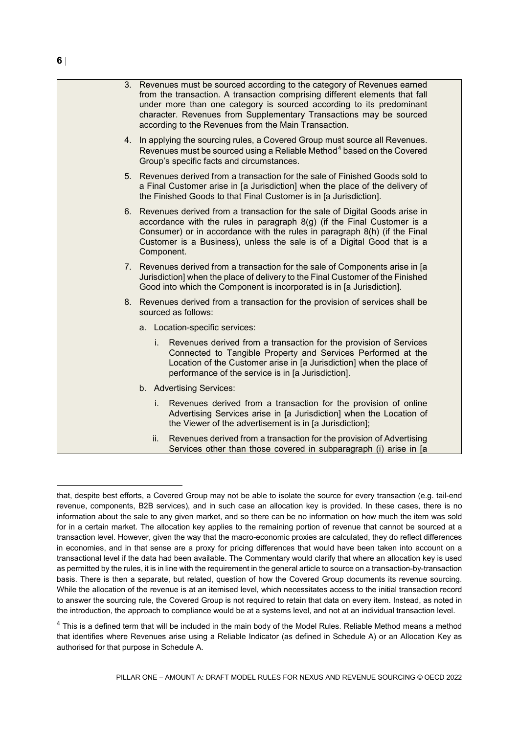3. Revenues must be sourced according to the category of Revenues earned from the transaction. A transaction comprising different elements that fall under more than one category is sourced according to its predominant character. Revenues from Supplementary Transactions may be sourced according to the Revenues from the Main Transaction.

4. In applying the sourcing rules, a Covered Group must source all Revenues. Revenues must be sourced using a Reliable Method[4] based on the Covered Group's specific facts and circumstances.

5. Revenues derived from a transaction for the sale of Finished Goods sold to a Final Customer arise in [a Jurisdiction] when the place of the delivery of the Finished Goods to that Final Customer is in [a Jurisdiction].

6. Revenues derived from a transaction for the sale of Digital Goods arise in accordance with the rules in paragraph 8(g) (if the Final Customer is a Consumer) or in accordance with the rules in paragraph 8(h) (if the Final Customer is a Business), unless the sale is of a Digital Good that is a Component.

7. Revenues derived from a transaction for the sale of Components arise in [a Jurisdiction] when the place of delivery to the Final Customer of the Finished Good into which the Component is incorporated is in [a Jurisdiction].

8. Revenues derived from a transaction for the provision of services shall be sourced as follows:

   a. Location-specific services:

      i. Revenues derived from a transaction for the provision of Services Connected to Tangible Property and Services Performed at the Location of the Customer arise in [a Jurisdiction] when the place of performance of the service is in [a Jurisdiction].

   b. Advertising Services:

      i. Revenues derived from a transaction for the provision of online Advertising Services arise in [a Jurisdiction] when the Location of the Viewer of the advertisement is in [a Jurisdiction];

      ii. Revenues derived from a transaction for the provision of Advertising Services other than those covered in subparagraph (i) arise in [a

---

that, despite best efforts, a Covered Group may not be able to isolate the source for every transaction (e.g. tail-end revenue, components, B2B services), and in such case an allocation key is provided. In these cases, there is no information about the sale to any given market, and so there can be no information on how much the item was sold for in a certain market. The allocation key applies to the remaining portion of revenue that cannot be sourced at a transaction level. However, given the way that the macro-economic proxies are calculated, they do reflect differences in economies, and in that sense are a proxy for pricing differences that would have been taken into account on a transactional level if the data had been available. The Commentary would clarify that where an allocation key is used as permitted by the rules, it is in line with the requirement in the general article to source on a transaction-by-transaction basis. There is then a separate, but related, question of how the Covered Group documents its revenue sourcing. While the allocation of the revenue is at an itemised level, which necessitates access to the initial transaction record to answer the sourcing rule, the Covered Group is not required to retain that data on every item. Instead, as noted in the introduction, the approach to compliance would be at a systems level, and not at an individual transaction level.

[4] This is a defined term that will be included in the main body of the Model Rules. Reliable Method means a method that identifies where Revenues arise using a Reliable Indicator (as defined in Schedule A) or an Allocation Key as authorised for that purpose in Schedule A.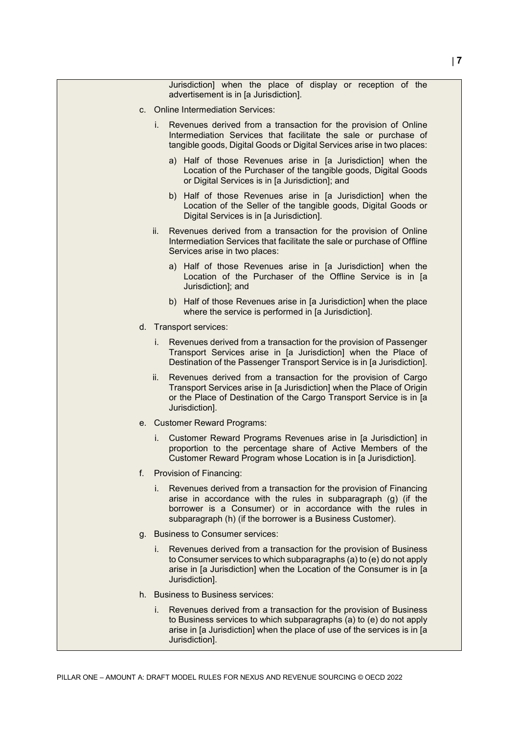Jurisdiction] when the place of display or reception of the advertisement is in [a Jurisdiction].

c. Online Intermediation Services:

   i. Revenues derived from a transaction for the provision of Online Intermediation Services that facilitate the sale or purchase of tangible goods, Digital Goods or Digital Services arise in two places:

      a) Half of those Revenues arise in [a Jurisdiction] when the Location of the Purchaser of the tangible goods, Digital Goods or Digital Services is in [a Jurisdiction]; and

      b) Half of those Revenues arise in [a Jurisdiction] when the Location of the Seller of the tangible goods, Digital Goods or Digital Services is in [a Jurisdiction].

   ii. Revenues derived from a transaction for the provision of Online Intermediation Services that facilitate the sale or purchase of Offline Services arise in two places:

      a) Half of those Revenues arise in [a Jurisdiction] when the Location of the Purchaser of the Offline Service is in [a Jurisdiction]; and

      b) Half of those Revenues arise in [a Jurisdiction] when the place where the service is performed in [a Jurisdiction].

d. Transport services:

   i. Revenues derived from a transaction for the provision of Passenger Transport Services arise in [a Jurisdiction] when the Place of Destination of the Passenger Transport Service is in [a Jurisdiction].

   ii. Revenues derived from a transaction for the provision of Cargo Transport Services arise in [a Jurisdiction] when the Place of Origin or the Place of Destination of the Cargo Transport Service is in [a Jurisdiction].

e. Customer Reward Programs:

   i. Customer Reward Programs Revenues arise in [a Jurisdiction] in proportion to the percentage share of Active Members of the Customer Reward Program whose Location is in [a Jurisdiction].

f. Provision of Financing:

   i. Revenues derived from a transaction for the provision of Financing arise in accordance with the rules in subparagraph (g) (if the borrower is a Consumer) or in accordance with the rules in subparagraph (h) (if the borrower is a Business Customer).

g. Business to Consumer services:

   i. Revenues derived from a transaction for the provision of Business to Consumer services to which subparagraphs (a) to (e) do not apply arise in [a Jurisdiction] when the Location of the Consumer is in [a Jurisdiction].

h. Business to Business services:

   i. Revenues derived from a transaction for the provision of Business to Business services to which subparagraphs (a) to (e) do not apply arise in [a Jurisdiction] when the place of use of the services is in [a Jurisdiction].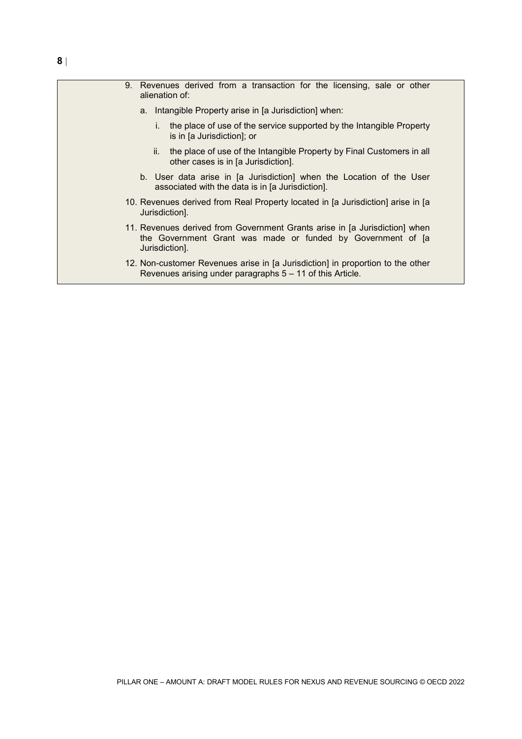9. Revenues derived from a transaction for the licensing, sale or other alienation of:

    a. Intangible Property arise in [a Jurisdiction] when:

        i. the place of use of the service supported by the Intangible Property is in [a Jurisdiction]; or

        ii. the place of use of the Intangible Property by Final Customers in all other cases is in [a Jurisdiction].

    b. User data arise in [a Jurisdiction] when the Location of the User associated with the data is in [a Jurisdiction].

10. Revenues derived from Real Property located in [a Jurisdiction] arise in [a Jurisdiction].

11. Revenues derived from Government Grants arise in [a Jurisdiction] when the Government Grant was made or funded by Government of [a Jurisdiction].

12. Non-customer Revenues arise in [a Jurisdiction] in proportion to the other Revenues arising under paragraphs 5 – 11 of this Article.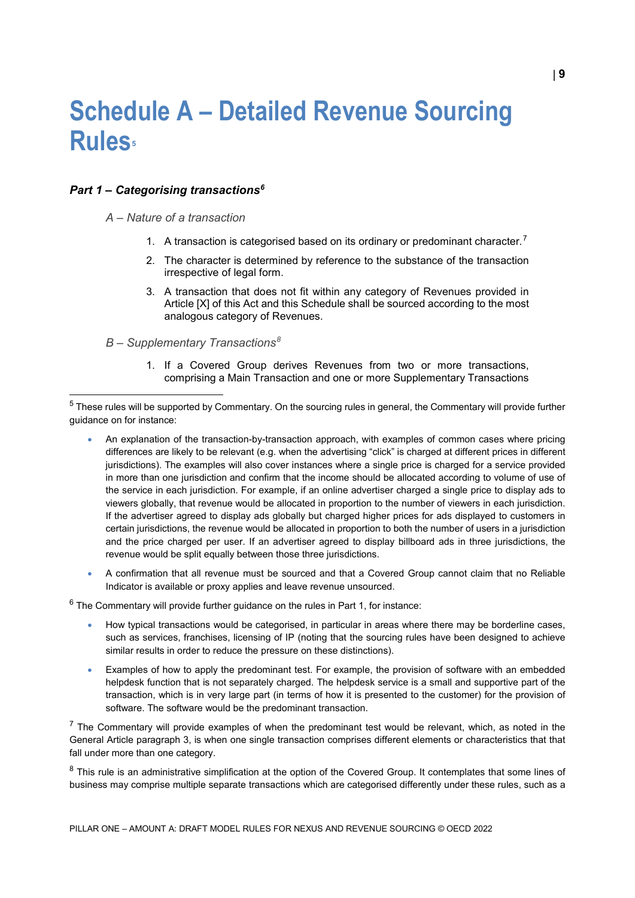# Schedule A – Detailed Revenue Sourcing Rules[5]

## *Part 1 – Categorising transactions*[6]

### *A – Nature of a transaction*

1. A transaction is categorised based on its ordinary or predominant character.[7]
2. The character is determined by reference to the substance of the transaction irrespective of legal form.
3. A transaction that does not fit within any category of Revenues provided in Article [X] of this Act and this Schedule shall be sourced according to the most analogous category of Revenues.

### *B – Supplementary Transactions*[8]

1. If a Covered Group derives Revenues from two or more transactions, comprising a Main Transaction and one or more Supplementary Transactions

---

[5] These rules will be supported by Commentary. On the sourcing rules in general, the Commentary will provide further guidance on for instance:

- An explanation of the transaction-by-transaction approach, with examples of common cases where pricing differences are likely to be relevant (e.g. when the advertising "click" is charged at different prices in different jurisdictions). The examples will also cover instances where a single price is charged for a service provided in more than one jurisdiction and confirm that the income should be allocated according to volume of use of the service in each jurisdiction. For example, if an online advertiser charged a single price to display ads to viewers globally, that revenue would be allocated in proportion to the number of viewers in each jurisdiction. If the advertiser agreed to display ads globally but charged higher prices for ads displayed to customers in certain jurisdictions, the revenue would be allocated in proportion to both the number of users in a jurisdiction and the price charged per user. If an advertiser agreed to display billboard ads in three jurisdictions, the revenue would be split equally between those three jurisdictions.
- A confirmation that all revenue must be sourced and that a Covered Group cannot claim that no Reliable Indicator is available or proxy applies and leave revenue unsourced.

[6] The Commentary will provide further guidance on the rules in Part 1, for instance:

- How typical transactions would be categorised, in particular in areas where there may be borderline cases, such as services, franchises, licensing of IP (noting that the sourcing rules have been designed to achieve similar results in order to reduce the pressure on these distinctions).
- Examples of how to apply the predominant test. For example, the provision of software with an embedded helpdesk function that is not separately charged. The helpdesk service is a small and supportive part of the transaction, which is in very large part (in terms of how it is presented to the customer) for the provision of software. The software would be the predominant transaction.

[7] The Commentary will provide examples of when the predominant test would be relevant, which, as noted in the General Article paragraph 3, is when one single transaction comprises different elements or characteristics that that fall under more than one category.

[8] This rule is an administrative simplification at the option of the Covered Group. It contemplates that some lines of business may comprise multiple separate transactions which are categorised differently under these rules, such as a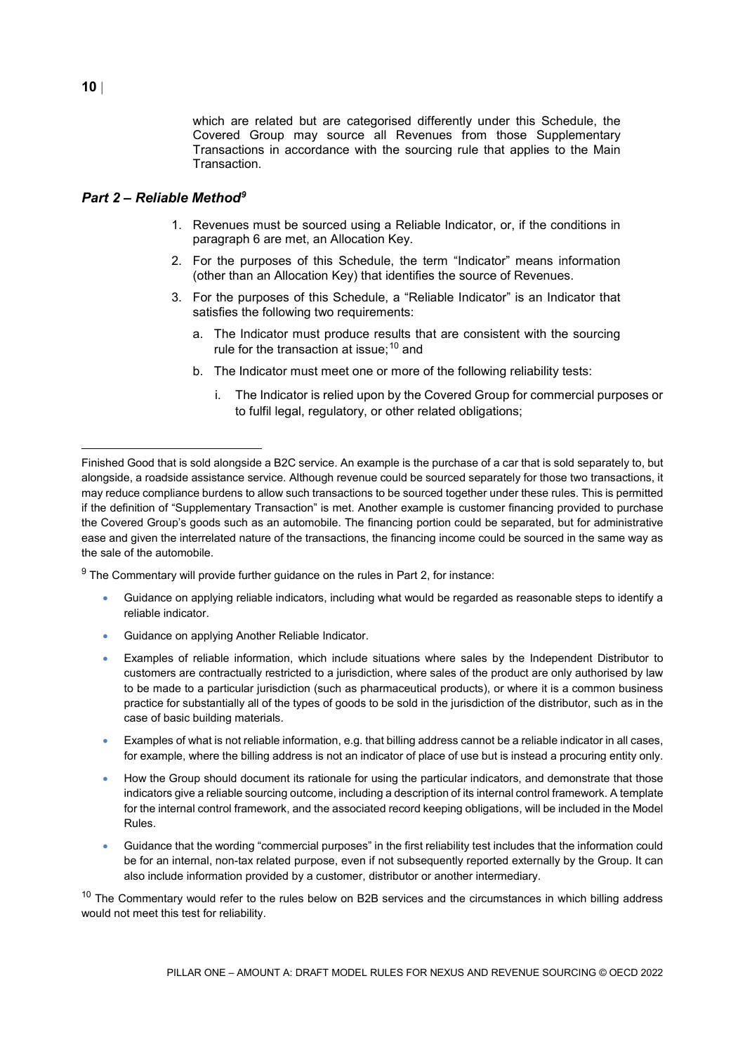which are related but are categorised differently under this Schedule, the Covered Group may source all Revenues from those Supplementary Transactions in accordance with the sourcing rule that applies to the Main Transaction.

### *Part 2 – Reliable Method*[9]

1. Revenues must be sourced using a Reliable Indicator, or, if the conditions in paragraph 6 are met, an Allocation Key.
2. For the purposes of this Schedule, the term "Indicator" means information (other than an Allocation Key) that identifies the source of Revenues.
3. For the purposes of this Schedule, a "Reliable Indicator" is an Indicator that satisfies the following two requirements:
   a. The Indicator must produce results that are consistent with the sourcing rule for the transaction at issue;[10] and
   b. The Indicator must meet one or more of the following reliability tests:
      i. The Indicator is relied upon by the Covered Group for commercial purposes or to fulfil legal, regulatory, or other related obligations;

---

Finished Good that is sold alongside a B2C service. An example is the purchase of a car that is sold separately to, but alongside, a roadside assistance service. Although revenue could be sourced separately for those two transactions, it may reduce compliance burdens to allow such transactions to be sourced together under these rules. This is permitted if the definition of "Supplementary Transaction" is met. Another example is customer financing provided to purchase the Covered Group's goods such as an automobile. The financing portion could be separated, but for administrative ease and given the interrelated nature of the transactions, the financing income could be sourced in the same way as the sale of the automobile.

[9] The Commentary will provide further guidance on the rules in Part 2, for instance:

- Guidance on applying reliable indicators, including what would be regarded as reasonable steps to identify a reliable indicator.
- Guidance on applying Another Reliable Indicator.
- Examples of reliable information, which include situations where sales by the Independent Distributor to customers are contractually restricted to a jurisdiction, where sales of the product are only authorised by law to be made to a particular jurisdiction (such as pharmaceutical products), or where it is a common business practice for substantially all of the types of goods to be sold in the jurisdiction of the distributor, such as in the case of basic building materials.
- Examples of what is not reliable information, e.g. that billing address cannot be a reliable indicator in all cases, for example, where the billing address is not an indicator of place of use but is instead a procuring entity only.
- How the Group should document its rationale for using the particular indicators, and demonstrate that those indicators give a reliable sourcing outcome, including a description of its internal control framework. A template for the internal control framework, and the associated record keeping obligations, will be included in the Model Rules.
- Guidance that the wording "commercial purposes" in the first reliability test includes that the information could be for an internal, non-tax related purpose, even if not subsequently reported externally by the Group. It can also include information provided by a customer, distributor or another intermediary.

[10] The Commentary would refer to the rules below on B2B services and the circumstances in which billing address would not meet this test for reliability.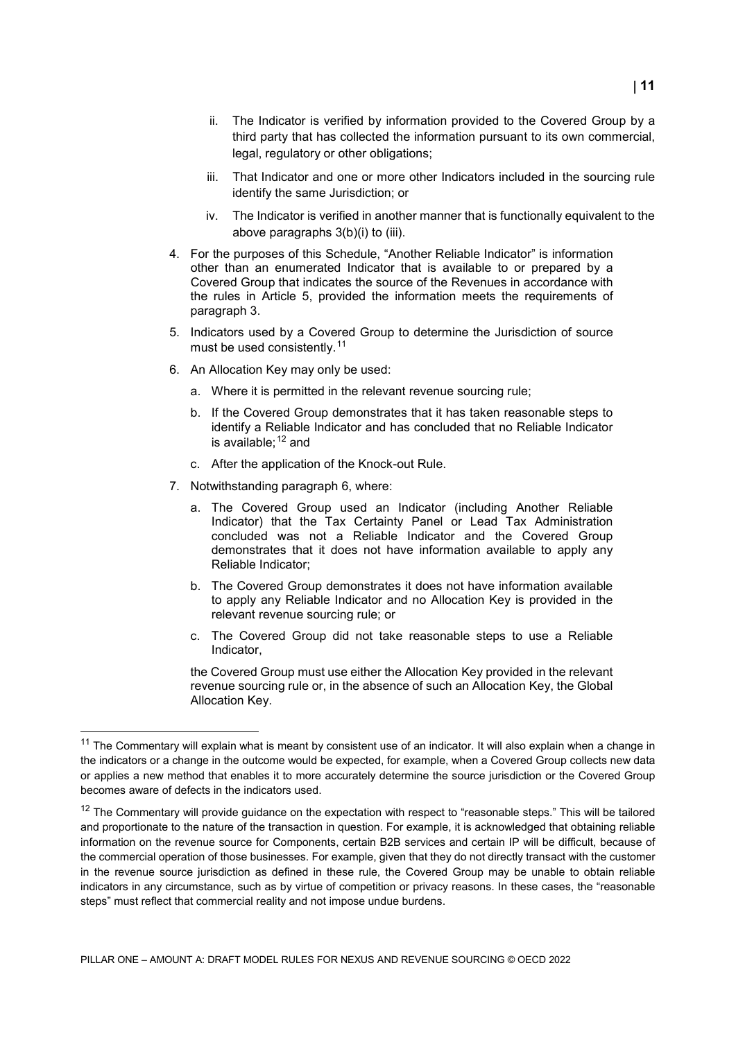ii. The Indicator is verified by information provided to the Covered Group by a third party that has collected the information pursuant to its own commercial, legal, regulatory or other obligations;

   iii. That Indicator and one or more other Indicators included in the sourcing rule identify the same Jurisdiction; or

   iv. The Indicator is verified in another manner that is functionally equivalent to the above paragraphs 3(b)(i) to (iii).

4. For the purposes of this Schedule, "Another Reliable Indicator" is information other than an enumerated Indicator that is available to or prepared by a Covered Group that indicates the source of the Revenues in accordance with the rules in Article 5, provided the information meets the requirements of paragraph 3.

5. Indicators used by a Covered Group to determine the Jurisdiction of source must be used consistently.[11]

6. An Allocation Key may only be used:

   a. Where it is permitted in the relevant revenue sourcing rule;

   b. If the Covered Group demonstrates that it has taken reasonable steps to identify a Reliable Indicator and has concluded that no Reliable Indicator is available;[12] and

   c. After the application of the Knock-out Rule.

7. Notwithstanding paragraph 6, where:

   a. The Covered Group used an Indicator (including Another Reliable Indicator) that the Tax Certainty Panel or Lead Tax Administration concluded was not a Reliable Indicator and the Covered Group demonstrates that it does not have information available to apply any Reliable Indicator;

   b. The Covered Group demonstrates it does not have information available to apply any Reliable Indicator and no Allocation Key is provided in the relevant revenue sourcing rule; or

   c. The Covered Group did not take reasonable steps to use a Reliable Indicator,

   the Covered Group must use either the Allocation Key provided in the relevant revenue sourcing rule or, in the absence of such an Allocation Key, the Global Allocation Key.

---

[11] The Commentary will explain what is meant by consistent use of an indicator. It will also explain when a change in the indicators or a change in the outcome would be expected, for example, when a Covered Group collects new data or applies a new method that enables it to more accurately determine the source jurisdiction or the Covered Group becomes aware of defects in the indicators used.

[12] The Commentary will provide guidance on the expectation with respect to "reasonable steps." This will be tailored and proportionate to the nature of the transaction in question. For example, it is acknowledged that obtaining reliable information on the revenue source for Components, certain B2B services and certain IP will be difficult, because of the commercial operation of those businesses. For example, given that they do not directly transact with the customer in the revenue source jurisdiction as defined in these rule, the Covered Group may be unable to obtain reliable indicators in any circumstance, such as by virtue of competition or privacy reasons. In these cases, the "reasonable steps" must reflect that commercial reality and not impose undue burdens.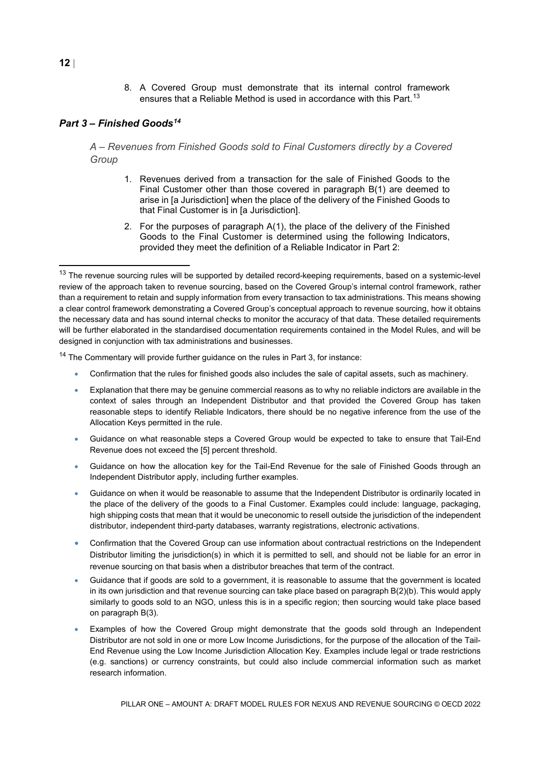8. A Covered Group must demonstrate that its internal control framework ensures that a Reliable Method is used in accordance with this Part.[13]

## *Part 3 – Finished Goods*[14]

### *A – Revenues from Finished Goods sold to Final Customers directly by a Covered Group*

1. Revenues derived from a transaction for the sale of Finished Goods to the Final Customer other than those covered in paragraph B(1) are deemed to arise in [a Jurisdiction] when the place of the delivery of the Finished Goods to that Final Customer is in [a Jurisdiction].
2. For the purposes of paragraph A(1), the place of the delivery of the Finished Goods to the Final Customer is determined using the following Indicators, provided they meet the definition of a Reliable Indicator in Part 2:

---

[13] The revenue sourcing rules will be supported by detailed record-keeping requirements, based on a systemic-level review of the approach taken to revenue sourcing, based on the Covered Group's internal control framework, rather than a requirement to retain and supply information from every transaction to tax administrations. This means showing a clear control framework demonstrating a Covered Group's conceptual approach to revenue sourcing, how it obtains the necessary data and has sound internal checks to monitor the accuracy of that data. These detailed requirements will be further elaborated in the standardised documentation requirements contained in the Model Rules, and will be designed in conjunction with tax administrations and businesses.

[14] The Commentary will provide further guidance on the rules in Part 3, for instance:

- Confirmation that the rules for finished goods also includes the sale of capital assets, such as machinery.
- Explanation that there may be genuine commercial reasons as to why no reliable indictors are available in the context of sales through an Independent Distributor and that provided the Covered Group has taken reasonable steps to identify Reliable Indicators, there should be no negative inference from the use of the Allocation Keys permitted in the rule.
- Guidance on what reasonable steps a Covered Group would be expected to take to ensure that Tail-End Revenue does not exceed the [5] percent threshold.
- Guidance on how the allocation key for the Tail-End Revenue for the sale of Finished Goods through an Independent Distributor apply, including further examples.
- Guidance on when it would be reasonable to assume that the Independent Distributor is ordinarily located in the place of the delivery of the goods to a Final Customer. Examples could include: language, packaging, high shipping costs that mean that it would be uneconomic to resell outside the jurisdiction of the independent distributor, independent third-party databases, warranty registrations, electronic activations.
- Confirmation that the Covered Group can use information about contractual restrictions on the Independent Distributor limiting the jurisdiction(s) in which it is permitted to sell, and should not be liable for an error in revenue sourcing on that basis when a distributor breaches that term of the contract.
- Guidance that if goods are sold to a government, it is reasonable to assume that the government is located in its own jurisdiction and that revenue sourcing can take place based on paragraph B(2)(b). This would apply similarly to goods sold to an NGO, unless this is in a specific region; then sourcing would take place based on paragraph B(3).
- Examples of how the Covered Group might demonstrate that the goods sold through an Independent Distributor are not sold in one or more Low Income Jurisdictions, for the purpose of the allocation of the Tail-End Revenue using the Low Income Jurisdiction Allocation Key. Examples include legal or trade restrictions (e.g. sanctions) or currency constraints, but could also include commercial information such as market research information.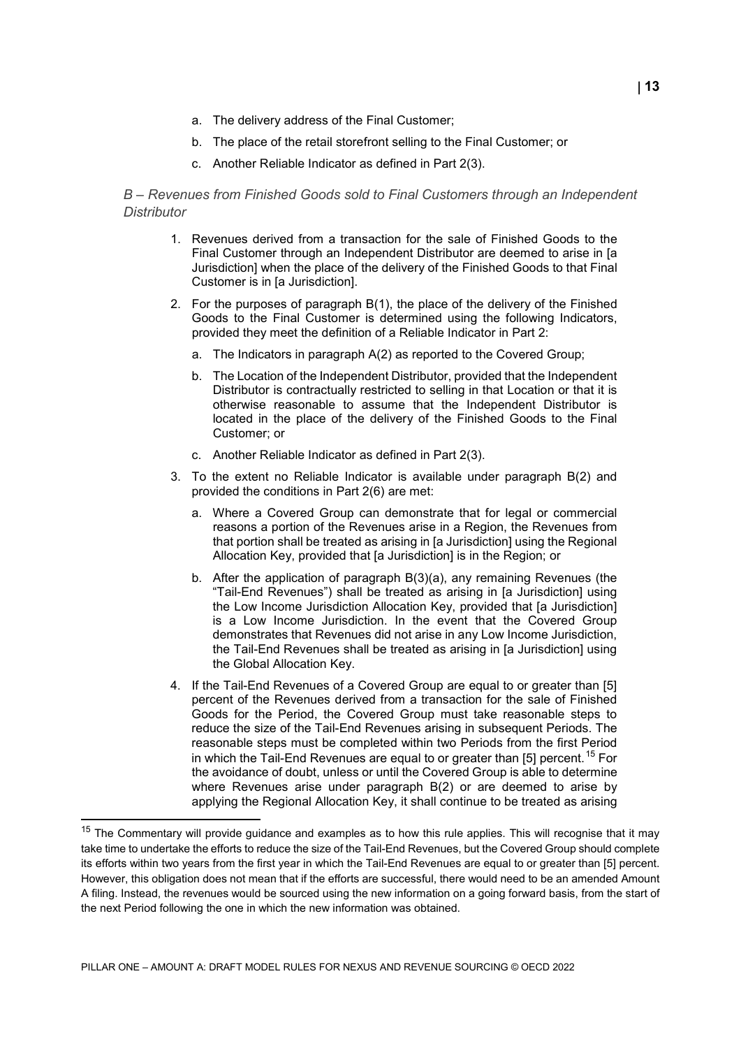a. The delivery address of the Final Customer;

b. The place of the retail storefront selling to the Final Customer; or

c. Another Reliable Indicator as defined in Part 2(3).

*B – Revenues from Finished Goods sold to Final Customers through an Independent Distributor*

1. Revenues derived from a transaction for the sale of Finished Goods to the Final Customer through an Independent Distributor are deemed to arise in [a Jurisdiction] when the place of the delivery of the Finished Goods to that Final Customer is in [a Jurisdiction].

2. For the purposes of paragraph B(1), the place of the delivery of the Finished Goods to the Final Customer is determined using the following Indicators, provided they meet the definition of a Reliable Indicator in Part 2:

   a. The Indicators in paragraph A(2) as reported to the Covered Group;

   b. The Location of the Independent Distributor, provided that the Independent Distributor is contractually restricted to selling in that Location or that it is otherwise reasonable to assume that the Independent Distributor is located in the place of the delivery of the Finished Goods to the Final Customer; or

   c. Another Reliable Indicator as defined in Part 2(3).

3. To the extent no Reliable Indicator is available under paragraph B(2) and provided the conditions in Part 2(6) are met:

   a. Where a Covered Group can demonstrate that for legal or commercial reasons a portion of the Revenues arise in a Region, the Revenues from that portion shall be treated as arising in [a Jurisdiction] using the Regional Allocation Key, provided that [a Jurisdiction] is in the Region; or

   b. After the application of paragraph B(3)(a), any remaining Revenues (the "Tail-End Revenues") shall be treated as arising in [a Jurisdiction] using the Low Income Jurisdiction Allocation Key, provided that [a Jurisdiction] is a Low Income Jurisdiction. In the event that the Covered Group demonstrates that Revenues did not arise in any Low Income Jurisdiction, the Tail-End Revenues shall be treated as arising in [a Jurisdiction] using the Global Allocation Key.

4. If the Tail-End Revenues of a Covered Group are equal to or greater than [5] percent of the Revenues derived from a transaction for the sale of Finished Goods for the Period, the Covered Group must take reasonable steps to reduce the size of the Tail-End Revenues arising in subsequent Periods. The reasonable steps must be completed within two Periods from the first Period in which the Tail-End Revenues are equal to or greater than [5] percent.[15] For the avoidance of doubt, unless or until the Covered Group is able to determine where Revenues arise under paragraph B(2) or are deemed to arise by applying the Regional Allocation Key, it shall continue to be treated as arising

---

[15] The Commentary will provide guidance and examples as to how this rule applies. This will recognise that it may take time to undertake the efforts to reduce the size of the Tail-End Revenues, but the Covered Group should complete its efforts within two years from the first year in which the Tail-End Revenues are equal to or greater than [5] percent. However, this obligation does not mean that if the efforts are successful, there would need to be an amended Amount A filing. Instead, the revenues would be sourced using the new information on a going forward basis, from the start of the next Period following the one in which the new information was obtained.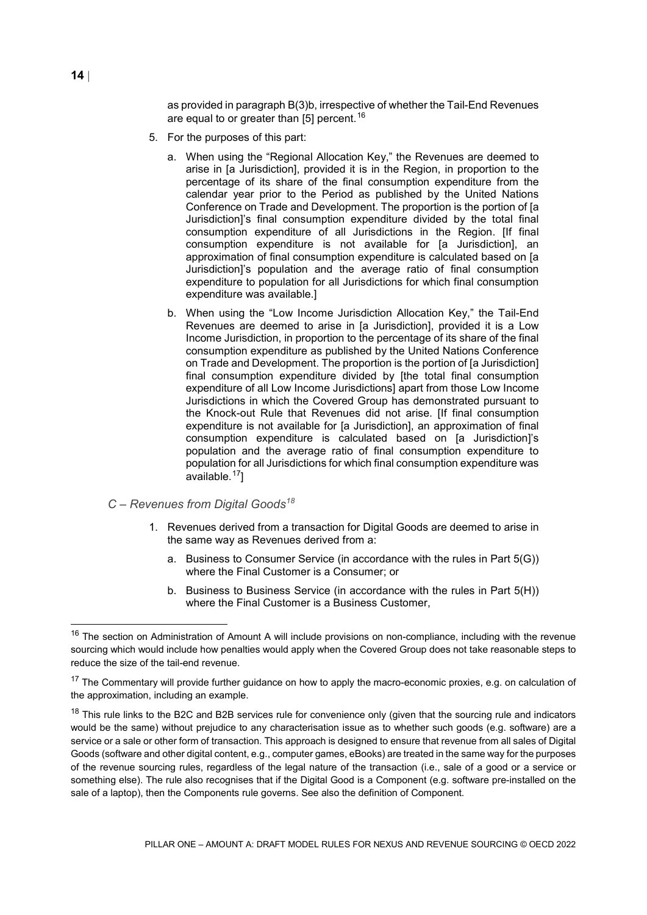as provided in paragraph B(3)b, irrespective of whether the Tail-End Revenues are equal to or greater than [5] percent.[16]

5. For the purposes of this part:

   a. When using the "Regional Allocation Key," the Revenues are deemed to arise in [a Jurisdiction], provided it is in the Region, in proportion to the percentage of its share of the final consumption expenditure from the calendar year prior to the Period as published by the United Nations Conference on Trade and Development. The proportion is the portion of [a Jurisdiction]'s final consumption expenditure divided by the total final consumption expenditure of all Jurisdictions in the Region. [If final consumption expenditure is not available for [a Jurisdiction], an approximation of final consumption expenditure is calculated based on [a Jurisdiction]'s population and the average ratio of final consumption expenditure to population for all Jurisdictions for which final consumption expenditure was available.]

   b. When using the "Low Income Jurisdiction Allocation Key," the Tail-End Revenues are deemed to arise in [a Jurisdiction], provided it is a Low Income Jurisdiction, in proportion to the percentage of its share of the final consumption expenditure as published by the United Nations Conference on Trade and Development. The proportion is the portion of [a Jurisdiction] final consumption expenditure divided by [the total final consumption expenditure of all Low Income Jurisdictions] apart from those Low Income Jurisdictions in which the Covered Group has demonstrated pursuant to the Knock-out Rule that Revenues did not arise. [If final consumption expenditure is not available for [a Jurisdiction], an approximation of final consumption expenditure is calculated based on [a Jurisdiction]'s population and the average ratio of final consumption expenditure to population for all Jurisdictions for which final consumption expenditure was available.[17]]

### *C – Revenues from Digital Goods*[18]

1. Revenues derived from a transaction for Digital Goods are deemed to arise in the same way as Revenues derived from a:

   a. Business to Consumer Service (in accordance with the rules in Part 5(G)) where the Final Customer is a Consumer; or

   b. Business to Business Service (in accordance with the rules in Part 5(H)) where the Final Customer is a Business Customer,

---

[16] The section on Administration of Amount A will include provisions on non-compliance, including with the revenue sourcing which would include how penalties would apply when the Covered Group does not take reasonable steps to reduce the size of the tail-end revenue.

[17] The Commentary will provide further guidance on how to apply the macro-economic proxies, e.g. on calculation of the approximation, including an example.

[18] This rule links to the B2C and B2B services rule for convenience only (given that the sourcing rule and indicators would be the same) without prejudice to any characterisation issue as to whether such goods (e.g. software) are a service or a sale or other form of transaction. This approach is designed to ensure that revenue from all sales of Digital Goods (software and other digital content, e.g., computer games, eBooks) are treated in the same way for the purposes of the revenue sourcing rules, regardless of the legal nature of the transaction (i.e., sale of a good or a service or something else). The rule also recognises that if the Digital Good is a Component (e.g. software pre-installed on the sale of a laptop), then the Components rule governs. See also the definition of Component.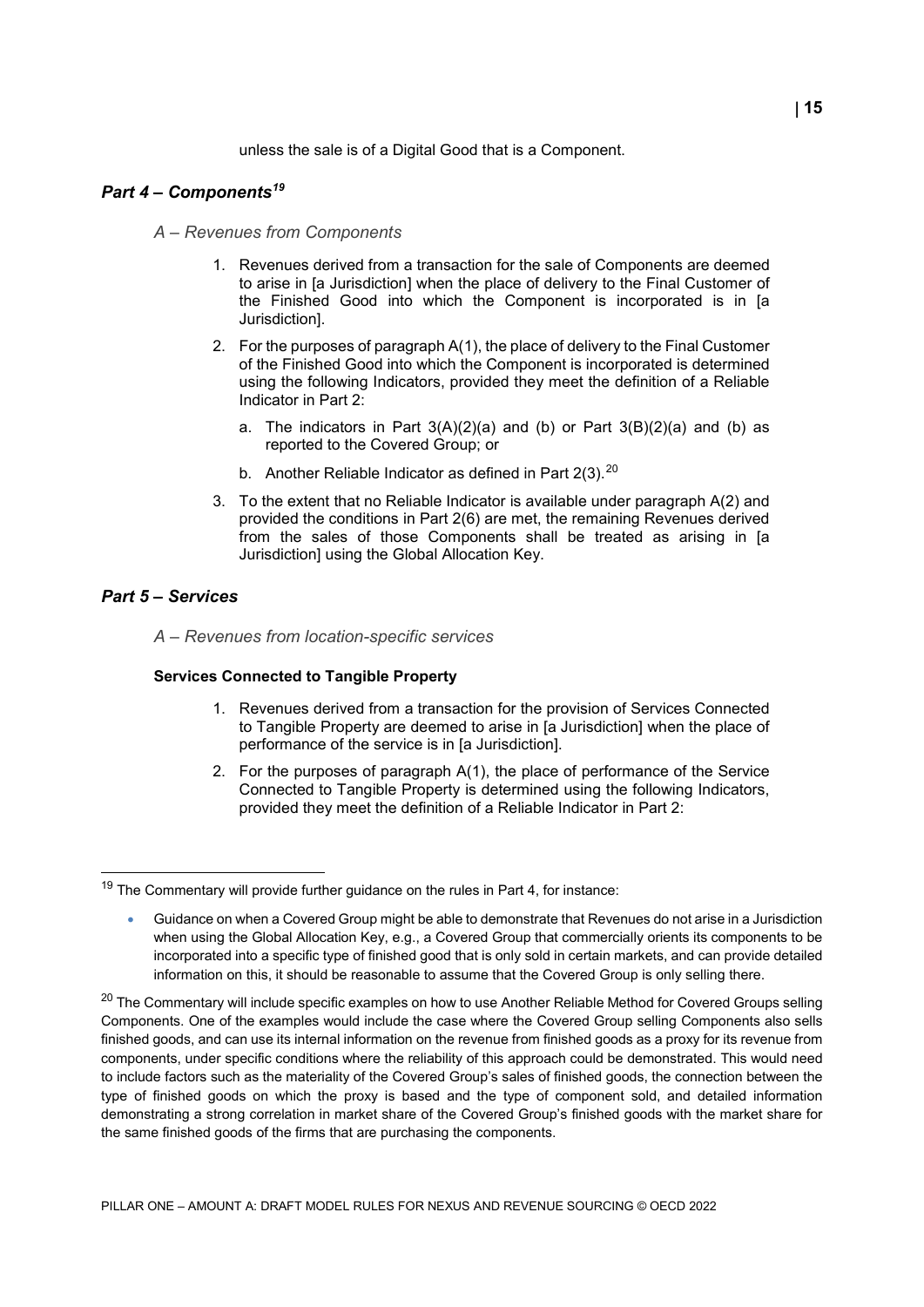unless the sale is of a Digital Good that is a Component.

### *Part 4 – Components[19]*

*A – Revenues from Components*

1. Revenues derived from a transaction for the sale of Components are deemed to arise in [a Jurisdiction] when the place of delivery to the Final Customer of the Finished Good into which the Component is incorporated is in [a Jurisdiction].
2. For the purposes of paragraph A(1), the place of delivery to the Final Customer of the Finished Good into which the Component is incorporated is determined using the following Indicators, provided they meet the definition of a Reliable Indicator in Part 2:
   a. The indicators in Part 3(A)(2)(a) and (b) or Part 3(B)(2)(a) and (b) as reported to the Covered Group; or
   b. Another Reliable Indicator as defined in Part 2(3).[20]
3. To the extent that no Reliable Indicator is available under paragraph A(2) and provided the conditions in Part 2(6) are met, the remaining Revenues derived from the sales of those Components shall be treated as arising in [a Jurisdiction] using the Global Allocation Key.

### *Part 5 – Services*

*A – Revenues from location-specific services*

**Services Connected to Tangible Property**

1. Revenues derived from a transaction for the provision of Services Connected to Tangible Property are deemed to arise in [a Jurisdiction] when the place of performance of the service is in [a Jurisdiction].
2. For the purposes of paragraph A(1), the place of performance of the Service Connected to Tangible Property is determined using the following Indicators, provided they meet the definition of a Reliable Indicator in Part 2:

---

[19] The Commentary will provide further guidance on the rules in Part 4, for instance:

- Guidance on when a Covered Group might be able to demonstrate that Revenues do not arise in a Jurisdiction when using the Global Allocation Key, e.g., a Covered Group that commercially orients its components to be incorporated into a specific type of finished good that is only sold in certain markets, and can provide detailed information on this, it should be reasonable to assume that the Covered Group is only selling there.

[20] The Commentary will include specific examples on how to use Another Reliable Method for Covered Groups selling Components. One of the examples would include the case where the Covered Group selling Components also sells finished goods, and can use its internal information on the revenue from finished goods as a proxy for its revenue from components, under specific conditions where the reliability of this approach could be demonstrated. This would need to include factors such as the materiality of the Covered Group's sales of finished goods, the connection between the type of finished goods on which the proxy is based and the type of component sold, and detailed information demonstrating a strong correlation in market share of the Covered Group's finished goods with the market share for the same finished goods of the firms that are purchasing the components.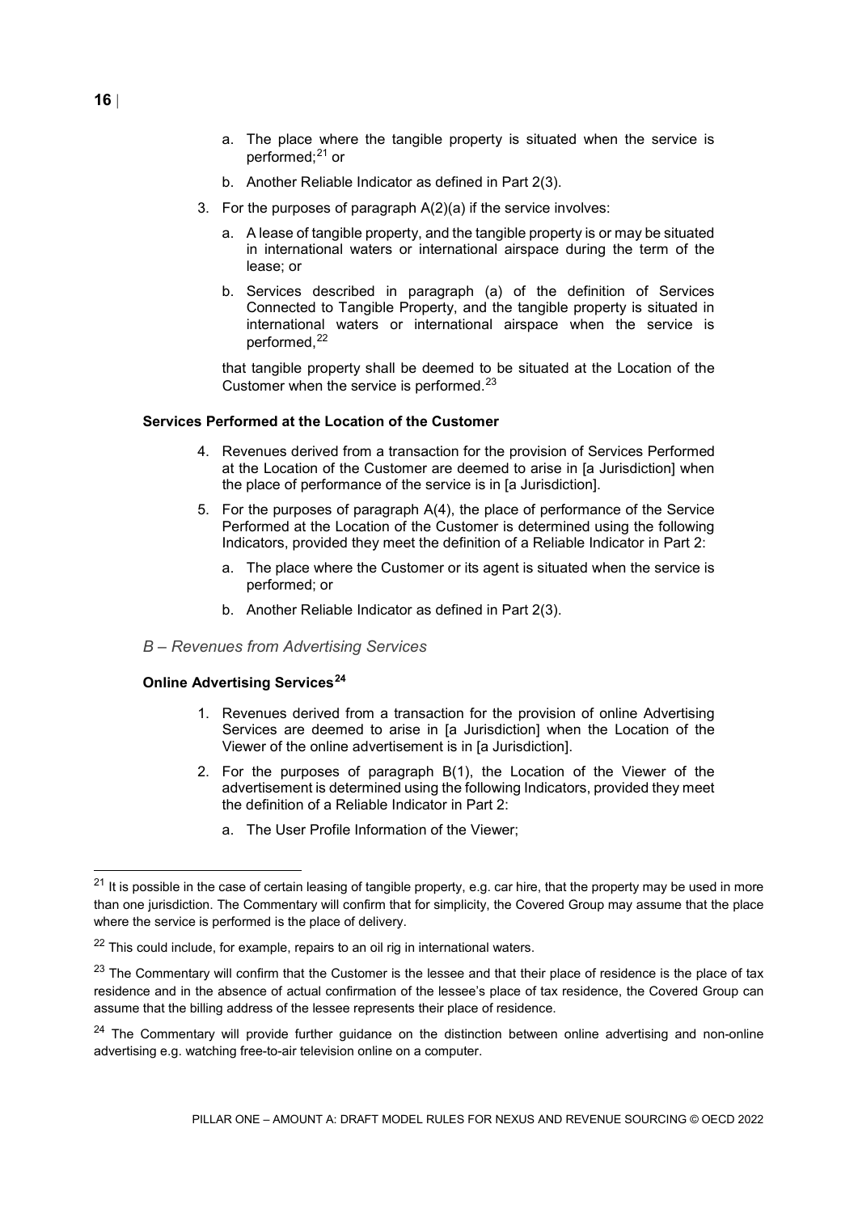a. The place where the tangible property is situated when the service is performed;[21] or

   b. Another Reliable Indicator as defined in Part 2(3).

3. For the purposes of paragraph A(2)(a) if the service involves:

   a. A lease of tangible property, and the tangible property is or may be situated in international waters or international airspace during the term of the lease; or

   b. Services described in paragraph (a) of the definition of Services Connected to Tangible Property, and the tangible property is situated in international waters or international airspace when the service is performed,[22]

   that tangible property shall be deemed to be situated at the Location of the Customer when the service is performed.[23]

**Services Performed at the Location of the Customer**

4. Revenues derived from a transaction for the provision of Services Performed at the Location of the Customer are deemed to arise in [a Jurisdiction] when the place of performance of the service is in [a Jurisdiction].

5. For the purposes of paragraph A(4), the place of performance of the Service Performed at the Location of the Customer is determined using the following Indicators, provided they meet the definition of a Reliable Indicator in Part 2:

   a. The place where the Customer or its agent is situated when the service is performed; or

   b. Another Reliable Indicator as defined in Part 2(3).

### *B – Revenues from Advertising Services*

**Online Advertising Services[24]**

1. Revenues derived from a transaction for the provision of online Advertising Services are deemed to arise in [a Jurisdiction] when the Location of the Viewer of the online advertisement is in [a Jurisdiction].

2. For the purposes of paragraph B(1), the Location of the Viewer of the advertisement is determined using the following Indicators, provided they meet the definition of a Reliable Indicator in Part 2:

   a. The User Profile Information of the Viewer;

---

[21] It is possible in the case of certain leasing of tangible property, e.g. car hire, that the property may be used in more than one jurisdiction. The Commentary will confirm that for simplicity, the Covered Group may assume that the place where the service is performed is the place of delivery.

[22] This could include, for example, repairs to an oil rig in international waters.

[23] The Commentary will confirm that the Customer is the lessee and that their place of residence is the place of tax residence and in the absence of actual confirmation of the lessee's place of tax residence, the Covered Group can assume that the billing address of the lessee represents their place of residence.

[24] The Commentary will provide further guidance on the distinction between online advertising and non-online advertising e.g. watching free-to-air television online on a computer.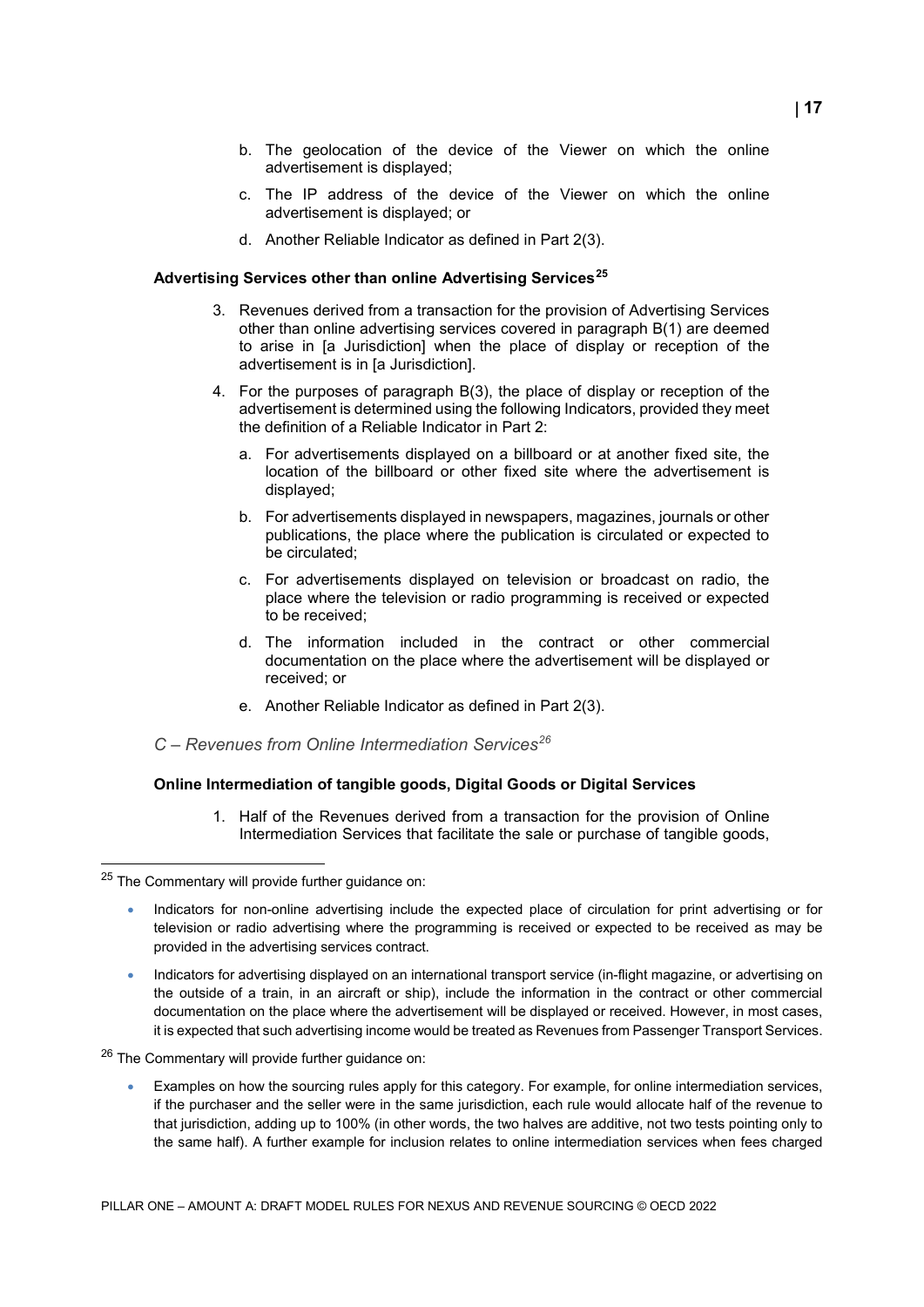b. The geolocation of the device of the Viewer on which the online advertisement is displayed;

c. The IP address of the device of the Viewer on which the online advertisement is displayed; or

d. Another Reliable Indicator as defined in Part 2(3).

**Advertising Services other than online Advertising Services**[25]

3. Revenues derived from a transaction for the provision of Advertising Services other than online advertising services covered in paragraph B(1) are deemed to arise in [a Jurisdiction] when the place of display or reception of the advertisement is in [a Jurisdiction].

4. For the purposes of paragraph B(3), the place of display or reception of the advertisement is determined using the following Indicators, provided they meet the definition of a Reliable Indicator in Part 2:

   a. For advertisements displayed on a billboard or at another fixed site, the location of the billboard or other fixed site where the advertisement is displayed;

   b. For advertisements displayed in newspapers, magazines, journals or other publications, the place where the publication is circulated or expected to be circulated;

   c. For advertisements displayed on television or broadcast on radio, the place where the television or radio programming is received or expected to be received;

   d. The information included in the contract or other commercial documentation on the place where the advertisement will be displayed or received; or

   e. Another Reliable Indicator as defined in Part 2(3).

### *C – Revenues from Online Intermediation Services*[26]

**Online Intermediation of tangible goods, Digital Goods or Digital Services**

1. Half of the Revenues derived from a transaction for the provision of Online Intermediation Services that facilitate the sale or purchase of tangible goods,

---

[25] The Commentary will provide further guidance on:

- Indicators for non-online advertising include the expected place of circulation for print advertising or for television or radio advertising where the programming is received or expected to be received as may be provided in the advertising services contract.
- Indicators for advertising displayed on an international transport service (in-flight magazine, or advertising on the outside of a train, in an aircraft or ship), include the information in the contract or other commercial documentation on the place where the advertisement will be displayed or received. However, in most cases, it is expected that such advertising income would be treated as Revenues from Passenger Transport Services.

[26] The Commentary will provide further guidance on:

- Examples on how the sourcing rules apply for this category. For example, for online intermediation services, if the purchaser and the seller were in the same jurisdiction, each rule would allocate half of the revenue to that jurisdiction, adding up to 100% (in other words, the two halves are additive, not two tests pointing only to the same half). A further example for inclusion relates to online intermediation services when fees charged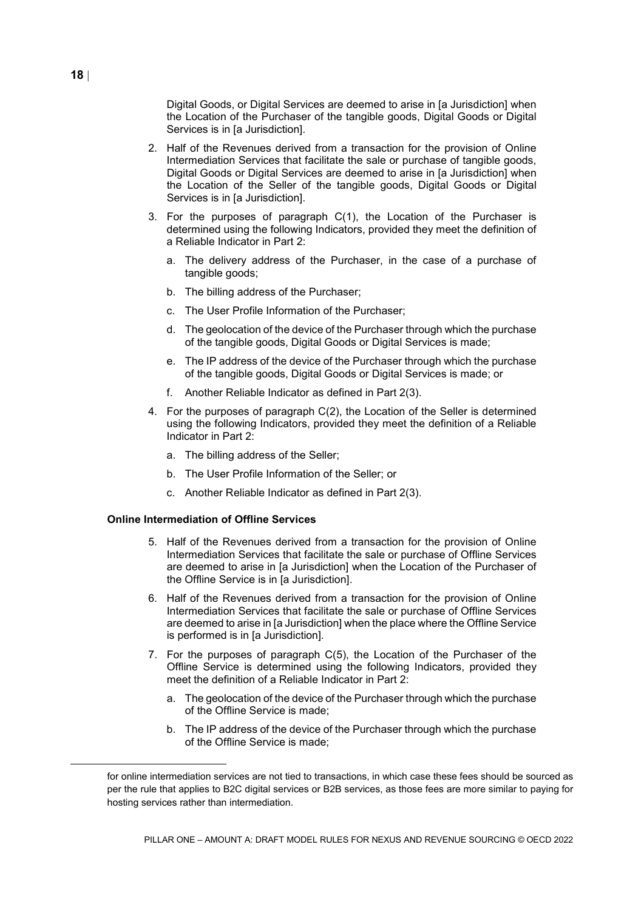Digital Goods, or Digital Services are deemed to arise in [a Jurisdiction] when the Location of the Purchaser of the tangible goods, Digital Goods or Digital Services is in [a Jurisdiction].

2. Half of the Revenues derived from a transaction for the provision of Online Intermediation Services that facilitate the sale or purchase of tangible goods, Digital Goods or Digital Services are deemed to arise in [a Jurisdiction] when the Location of the Seller of the tangible goods, Digital Goods or Digital Services is in [a Jurisdiction].

3. For the purposes of paragraph C(1), the Location of the Purchaser is determined using the following Indicators, provided they meet the definition of a Reliable Indicator in Part 2:
   a. The delivery address of the Purchaser, in the case of a purchase of tangible goods;
   b. The billing address of the Purchaser;
   c. The User Profile Information of the Purchaser;
   d. The geolocation of the device of the Purchaser through which the purchase of the tangible goods, Digital Goods or Digital Services is made;
   e. The IP address of the device of the Purchaser through which the purchase of the tangible goods, Digital Goods or Digital Services is made; or
   f. Another Reliable Indicator as defined in Part 2(3).

4. For the purposes of paragraph C(2), the Location of the Seller is determined using the following Indicators, provided they meet the definition of a Reliable Indicator in Part 2:
   a. The billing address of the Seller;
   b. The User Profile Information of the Seller; or
   c. Another Reliable Indicator as defined in Part 2(3).

**Online Intermediation of Offline Services**

5. Half of the Revenues derived from a transaction for the provision of Online Intermediation Services that facilitate the sale or purchase of Offline Services are deemed to arise in [a Jurisdiction] when the Location of the Purchaser of the Offline Service is in [a Jurisdiction].

6. Half of the Revenues derived from a transaction for the provision of Online Intermediation Services that facilitate the sale or purchase of Offline Services are deemed to arise in [a Jurisdiction] when the place where the Offline Service is performed is in [a Jurisdiction].

7. For the purposes of paragraph C(5), the Location of the Purchaser of the Offline Service is determined using the following Indicators, provided they meet the definition of a Reliable Indicator in Part 2:
   a. The geolocation of the device of the Purchaser through which the purchase of the Offline Service is made;
   b. The IP address of the device of the Purchaser through which the purchase of the Offline Service is made;

for online intermediation services are not tied to transactions, in which case these fees should be sourced as per the rule that applies to B2C digital services or B2B services, as those fees are more similar to paying for hosting services rather than intermediation.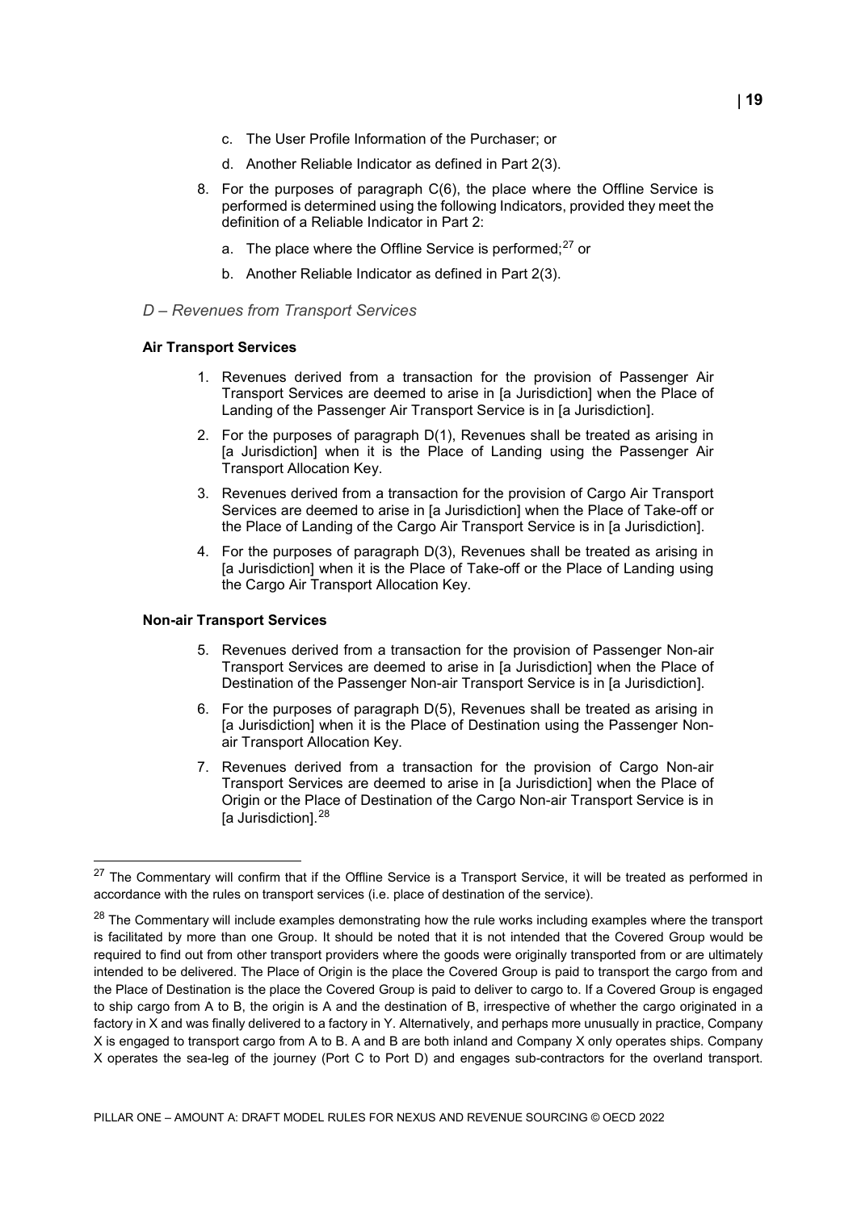c. The User Profile Information of the Purchaser; or

d. Another Reliable Indicator as defined in Part 2(3).

8. For the purposes of paragraph C(6), the place where the Offline Service is performed is determined using the following Indicators, provided they meet the definition of a Reliable Indicator in Part 2:

   a. The place where the Offline Service is performed;[27] or

   b. Another Reliable Indicator as defined in Part 2(3).

*D – Revenues from Transport Services*

**Air Transport Services**

1. Revenues derived from a transaction for the provision of Passenger Air Transport Services are deemed to arise in [a Jurisdiction] when the Place of Landing of the Passenger Air Transport Service is in [a Jurisdiction].

2. For the purposes of paragraph D(1), Revenues shall be treated as arising in [a Jurisdiction] when it is the Place of Landing using the Passenger Air Transport Allocation Key.

3. Revenues derived from a transaction for the provision of Cargo Air Transport Services are deemed to arise in [a Jurisdiction] when the Place of Take-off or the Place of Landing of the Cargo Air Transport Service is in [a Jurisdiction].

4. For the purposes of paragraph D(3), Revenues shall be treated as arising in [a Jurisdiction] when it is the Place of Take-off or the Place of Landing using the Cargo Air Transport Allocation Key.

**Non-air Transport Services**

5. Revenues derived from a transaction for the provision of Passenger Non-air Transport Services are deemed to arise in [a Jurisdiction] when the Place of Destination of the Passenger Non-air Transport Service is in [a Jurisdiction].

6. For the purposes of paragraph D(5), Revenues shall be treated as arising in [a Jurisdiction] when it is the Place of Destination using the Passenger Non-air Transport Allocation Key.

7. Revenues derived from a transaction for the provision of Cargo Non-air Transport Services are deemed to arise in [a Jurisdiction] when the Place of Origin or the Place of Destination of the Cargo Non-air Transport Service is in [a Jurisdiction].[28]

---

[27] The Commentary will confirm that if the Offline Service is a Transport Service, it will be treated as performed in accordance with the rules on transport services (i.e. place of destination of the service).

[28] The Commentary will include examples demonstrating how the rule works including examples where the transport is facilitated by more than one Group. It should be noted that it is not intended that the Covered Group would be required to find out from other transport providers where the goods were originally transported from or are ultimately intended to be delivered. The Place of Origin is the place the Covered Group is paid to transport the cargo from and the Place of Destination is the place the Covered Group is paid to deliver to cargo to. If a Covered Group is engaged to ship cargo from A to B, the origin is A and the destination of B, irrespective of whether the cargo originated in a factory in X and was finally delivered to a factory in Y. Alternatively, and perhaps more unusually in practice, Company X is engaged to transport cargo from A to B. A and B are both inland and Company X only operates ships. Company X operates the sea-leg of the journey (Port C to Port D) and engages sub-contractors for the overland transport.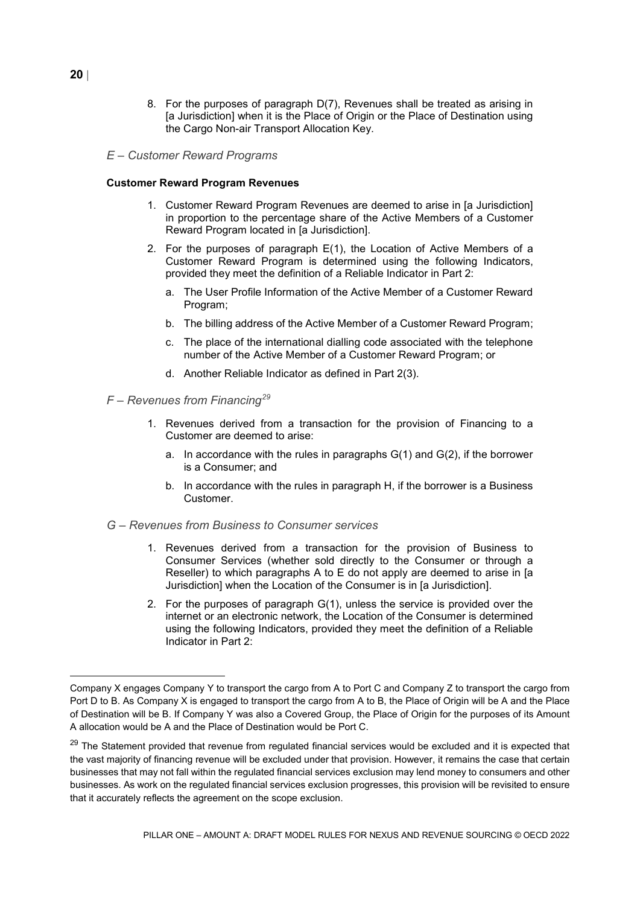8. For the purposes of paragraph D(7), Revenues shall be treated as arising in [a Jurisdiction] when it is the Place of Origin or the Place of Destination using the Cargo Non-air Transport Allocation Key.

*E – Customer Reward Programs*

**Customer Reward Program Revenues**

1. Customer Reward Program Revenues are deemed to arise in [a Jurisdiction] in proportion to the percentage share of the Active Members of a Customer Reward Program located in [a Jurisdiction].
2. For the purposes of paragraph E(1), the Location of Active Members of a Customer Reward Program is determined using the following Indicators, provided they meet the definition of a Reliable Indicator in Part 2:
   a. The User Profile Information of the Active Member of a Customer Reward Program;
   b. The billing address of the Active Member of a Customer Reward Program;
   c. The place of the international dialling code associated with the telephone number of the Active Member of a Customer Reward Program; or
   d. Another Reliable Indicator as defined in Part 2(3).

*F – Revenues from Financing*[29]

1. Revenues derived from a transaction for the provision of Financing to a Customer are deemed to arise:
   a. In accordance with the rules in paragraphs G(1) and G(2), if the borrower is a Consumer; and
   b. In accordance with the rules in paragraph H, if the borrower is a Business Customer.

*G – Revenues from Business to Consumer services*

1. Revenues derived from a transaction for the provision of Business to Consumer Services (whether sold directly to the Consumer or through a Reseller) to which paragraphs A to E do not apply are deemed to arise in [a Jurisdiction] when the Location of the Consumer is in [a Jurisdiction].
2. For the purposes of paragraph G(1), unless the service is provided over the internet or an electronic network, the Location of the Consumer is determined using the following Indicators, provided they meet the definition of a Reliable Indicator in Part 2:

---

Company X engages Company Y to transport the cargo from A to Port C and Company Z to transport the cargo from Port D to B. As Company X is engaged to transport the cargo from A to B, the Place of Origin will be A and the Place of Destination will be B. If Company Y was also a Covered Group, the Place of Origin for the purposes of its Amount A allocation would be A and the Place of Destination would be Port C.

[29] The Statement provided that revenue from regulated financial services would be excluded and it is expected that the vast majority of financing revenue will be excluded under that provision. However, it remains the case that certain businesses that may not fall within the regulated financial services exclusion may lend money to consumers and other businesses. As work on the regulated financial services exclusion progresses, this provision will be revisited to ensure that it accurately reflects the agreement on the scope exclusion.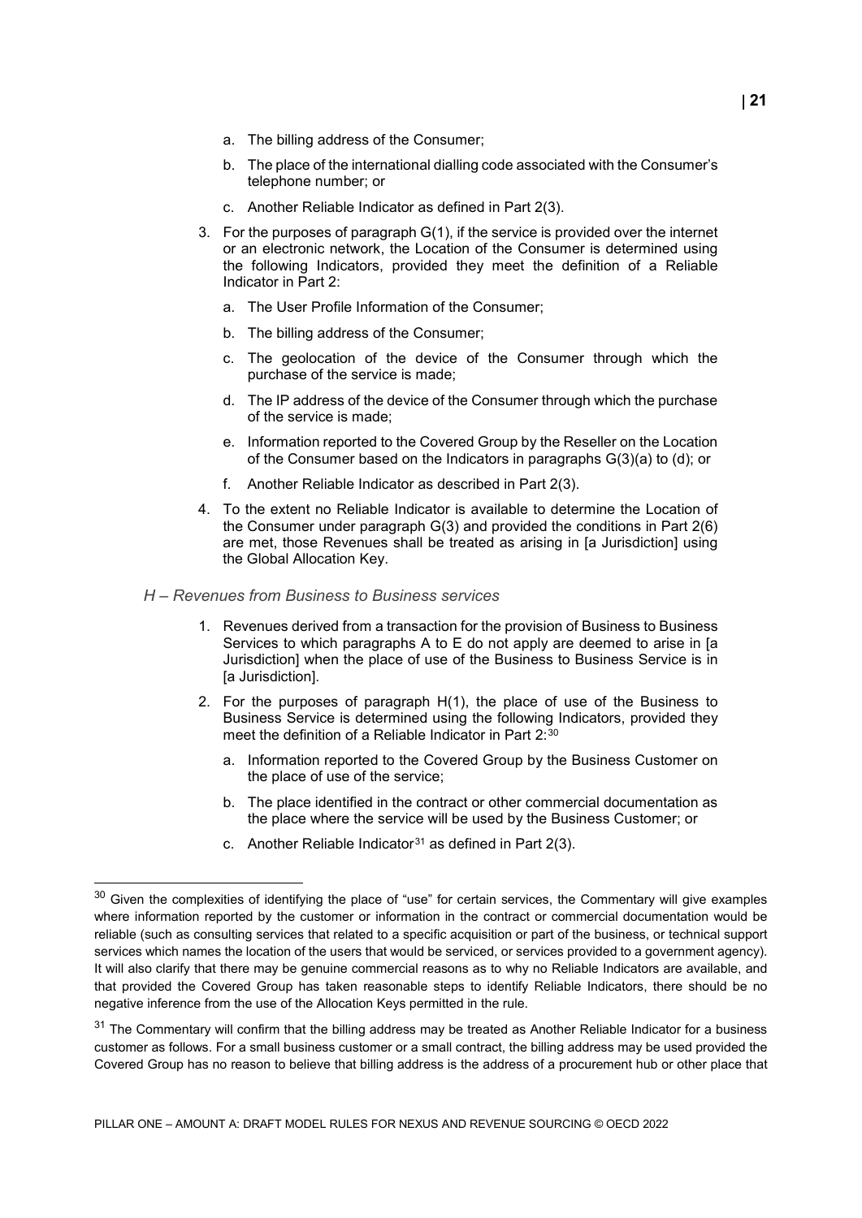a. The billing address of the Consumer;

   b. The place of the international dialling code associated with the Consumer's telephone number; or

   c. Another Reliable Indicator as defined in Part 2(3).

3. For the purposes of paragraph G(1), if the service is provided over the internet or an electronic network, the Location of the Consumer is determined using the following Indicators, provided they meet the definition of a Reliable Indicator in Part 2:

   a. The User Profile Information of the Consumer;

   b. The billing address of the Consumer;

   c. The geolocation of the device of the Consumer through which the purchase of the service is made;

   d. The IP address of the device of the Consumer through which the purchase of the service is made;

   e. Information reported to the Covered Group by the Reseller on the Location of the Consumer based on the Indicators in paragraphs G(3)(a) to (d); or

   f. Another Reliable Indicator as described in Part 2(3).

4. To the extent no Reliable Indicator is available to determine the Location of the Consumer under paragraph G(3) and provided the conditions in Part 2(6) are met, those Revenues shall be treated as arising in [a Jurisdiction] using the Global Allocation Key.

*H – Revenues from Business to Business services*

1. Revenues derived from a transaction for the provision of Business to Business Services to which paragraphs A to E do not apply are deemed to arise in [a Jurisdiction] when the place of use of the Business to Business Service is in [a Jurisdiction].

2. For the purposes of paragraph H(1), the place of use of the Business to Business Service is determined using the following Indicators, provided they meet the definition of a Reliable Indicator in Part 2:[30]

   a. Information reported to the Covered Group by the Business Customer on the place of use of the service;

   b. The place identified in the contract or other commercial documentation as the place where the service will be used by the Business Customer; or

   c. Another Reliable Indicator[31] as defined in Part 2(3).

---

[30] Given the complexities of identifying the place of "use" for certain services, the Commentary will give examples where information reported by the customer or information in the contract or commercial documentation would be reliable (such as consulting services that related to a specific acquisition or part of the business, or technical support services which names the location of the users that would be serviced, or services provided to a government agency). It will also clarify that there may be genuine commercial reasons as to why no Reliable Indicators are available, and that provided the Covered Group has taken reasonable steps to identify Reliable Indicators, there should be no negative inference from the use of the Allocation Keys permitted in the rule.

[31] The Commentary will confirm that the billing address may be treated as Another Reliable Indicator for a business customer as follows. For a small business customer or a small contract, the billing address may be used provided the Covered Group has no reason to believe that billing address is the address of a procurement hub or other place that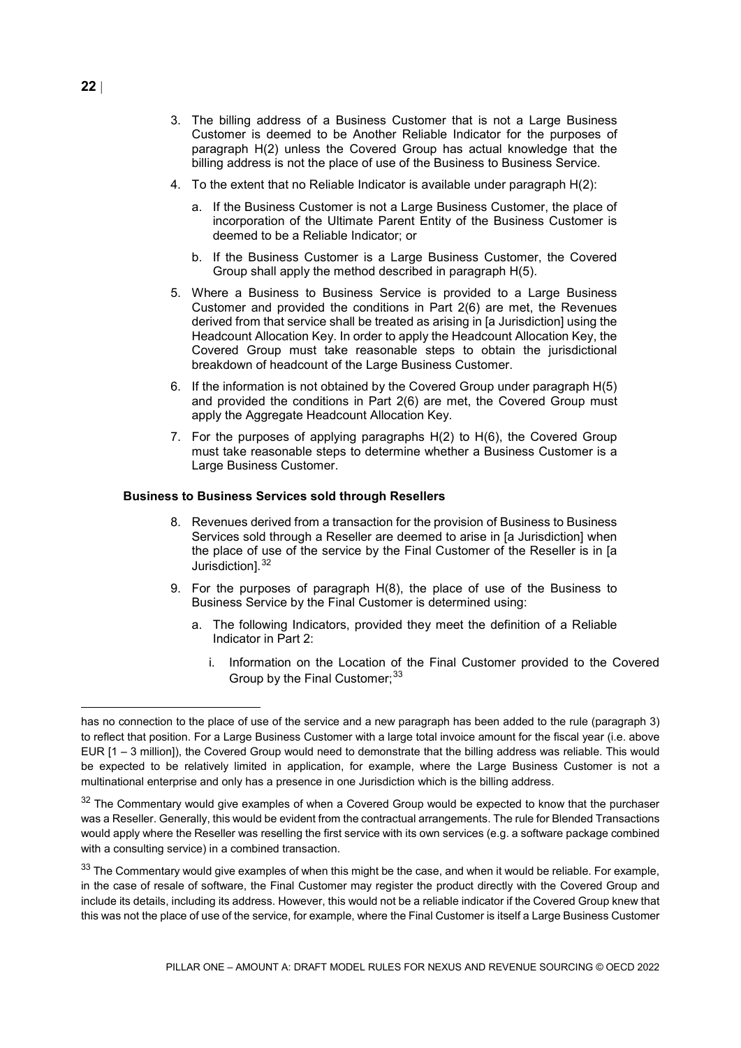3. The billing address of a Business Customer that is not a Large Business Customer is deemed to be Another Reliable Indicator for the purposes of paragraph H(2) unless the Covered Group has actual knowledge that the billing address is not the place of use of the Business to Business Service.

4. To the extent that no Reliable Indicator is available under paragraph H(2):

   a. If the Business Customer is not a Large Business Customer, the place of incorporation of the Ultimate Parent Entity of the Business Customer is deemed to be a Reliable Indicator; or

   b. If the Business Customer is a Large Business Customer, the Covered Group shall apply the method described in paragraph H(5).

5. Where a Business to Business Service is provided to a Large Business Customer and provided the conditions in Part 2(6) are met, the Revenues derived from that service shall be treated as arising in [a Jurisdiction] using the Headcount Allocation Key. In order to apply the Headcount Allocation Key, the Covered Group must take reasonable steps to obtain the jurisdictional breakdown of headcount of the Large Business Customer.

6. If the information is not obtained by the Covered Group under paragraph H(5) and provided the conditions in Part 2(6) are met, the Covered Group must apply the Aggregate Headcount Allocation Key.

7. For the purposes of applying paragraphs H(2) to H(6), the Covered Group must take reasonable steps to determine whether a Business Customer is a Large Business Customer.

**Business to Business Services sold through Resellers**

8. Revenues derived from a transaction for the provision of Business to Business Services sold through a Reseller are deemed to arise in [a Jurisdiction] when the place of use of the service by the Final Customer of the Reseller is in [a Jurisdiction].[32]

9. For the purposes of paragraph H(8), the place of use of the Business to Business Service by the Final Customer is determined using:

   a. The following Indicators, provided they meet the definition of a Reliable Indicator in Part 2:

      i. Information on the Location of the Final Customer provided to the Covered Group by the Final Customer;[33]

---

has no connection to the place of use of the service and a new paragraph has been added to the rule (paragraph 3) to reflect that position. For a Large Business Customer with a large total invoice amount for the fiscal year (i.e. above EUR [1 – 3 million]), the Covered Group would need to demonstrate that the billing address was reliable. This would be expected to be relatively limited in application, for example, where the Large Business Customer is not a multinational enterprise and only has a presence in one Jurisdiction which is the billing address.

[32] The Commentary would give examples of when a Covered Group would be expected to know that the purchaser was a Reseller. Generally, this would be evident from the contractual arrangements. The rule for Blended Transactions would apply where the Reseller was reselling the first service with its own services (e.g. a software package combined with a consulting service) in a combined transaction.

[33] The Commentary would give examples of when this might be the case, and when it would be reliable. For example, in the case of resale of software, the Final Customer may register the product directly with the Covered Group and include its details, including its address. However, this would not be a reliable indicator if the Covered Group knew that this was not the place of use of the service, for example, where the Final Customer is itself a Large Business Customer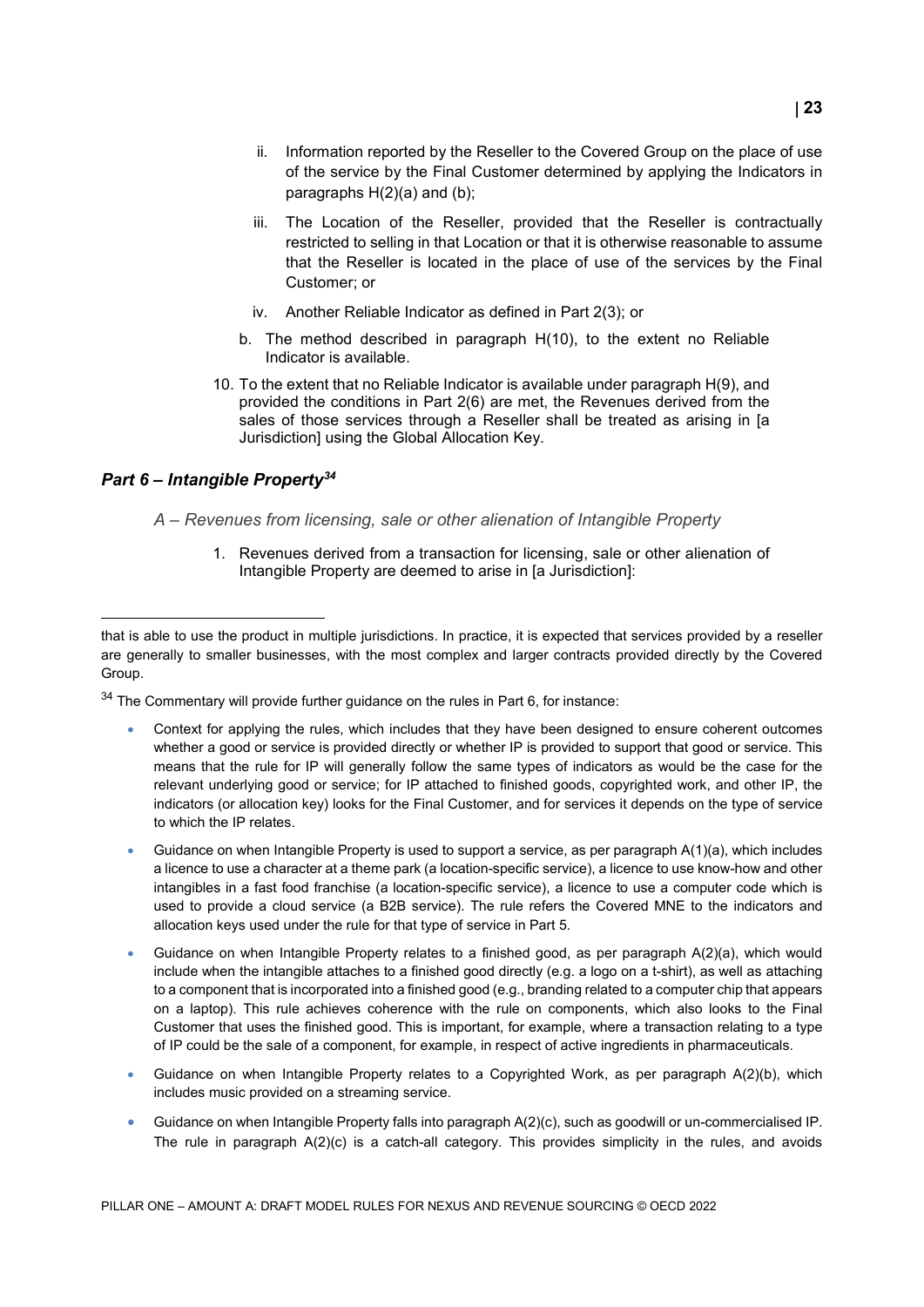ii. Information reported by the Reseller to the Covered Group on the place of use of the service by the Final Customer determined by applying the Indicators in paragraphs H(2)(a) and (b);

iii. The Location of the Reseller, provided that the Reseller is contractually restricted to selling in that Location or that it is otherwise reasonable to assume that the Reseller is located in the place of use of the services by the Final Customer; or

iv. Another Reliable Indicator as defined in Part 2(3); or

b. The method described in paragraph H(10), to the extent no Reliable Indicator is available.

10. To the extent that no Reliable Indicator is available under paragraph H(9), and provided the conditions in Part 2(6) are met, the Revenues derived from the sales of those services through a Reseller shall be treated as arising in [a Jurisdiction] using the Global Allocation Key.

### *Part 6 – Intangible Property*[34]

*A – Revenues from licensing, sale or other alienation of Intangible Property*

1. Revenues derived from a transaction for licensing, sale or other alienation of Intangible Property are deemed to arise in [a Jurisdiction]:

---

that is able to use the product in multiple jurisdictions. In practice, it is expected that services provided by a reseller are generally to smaller businesses, with the most complex and larger contracts provided directly by the Covered Group.

[34] The Commentary will provide further guidance on the rules in Part 6, for instance:

- Context for applying the rules, which includes that they have been designed to ensure coherent outcomes whether a good or service is provided directly or whether IP is provided to support that good or service. This means that the rule for IP will generally follow the same types of indicators as would be the case for the relevant underlying good or service; for IP attached to finished goods, copyrighted work, and other IP, the indicators (or allocation key) looks for the Final Customer, and for services it depends on the type of service to which the IP relates.
- Guidance on when Intangible Property is used to support a service, as per paragraph A(1)(a), which includes a licence to use a character at a theme park (a location-specific service), a licence to use know-how and other intangibles in a fast food franchise (a location-specific service), a licence to use a computer code which is used to provide a cloud service (a B2B service). The rule refers the Covered MNE to the indicators and allocation keys used under the rule for that type of service in Part 5.
- Guidance on when Intangible Property relates to a finished good, as per paragraph A(2)(a), which would include when the intangible attaches to a finished good directly (e.g. a logo on a t-shirt), as well as attaching to a component that is incorporated into a finished good (e.g., branding related to a computer chip that appears on a laptop). This rule achieves coherence with the rule on components, which also looks to the Final Customer that uses the finished good. This is important, for example, where a transaction relating to a type of IP could be the sale of a component, for example, in respect of active ingredients in pharmaceuticals.
- Guidance on when Intangible Property relates to a Copyrighted Work, as per paragraph A(2)(b), which includes music provided on a streaming service.
- Guidance on when Intangible Property falls into paragraph A(2)(c), such as goodwill or un-commercialised IP. The rule in paragraph A(2)(c) is a catch-all category. This provides simplicity in the rules, and avoids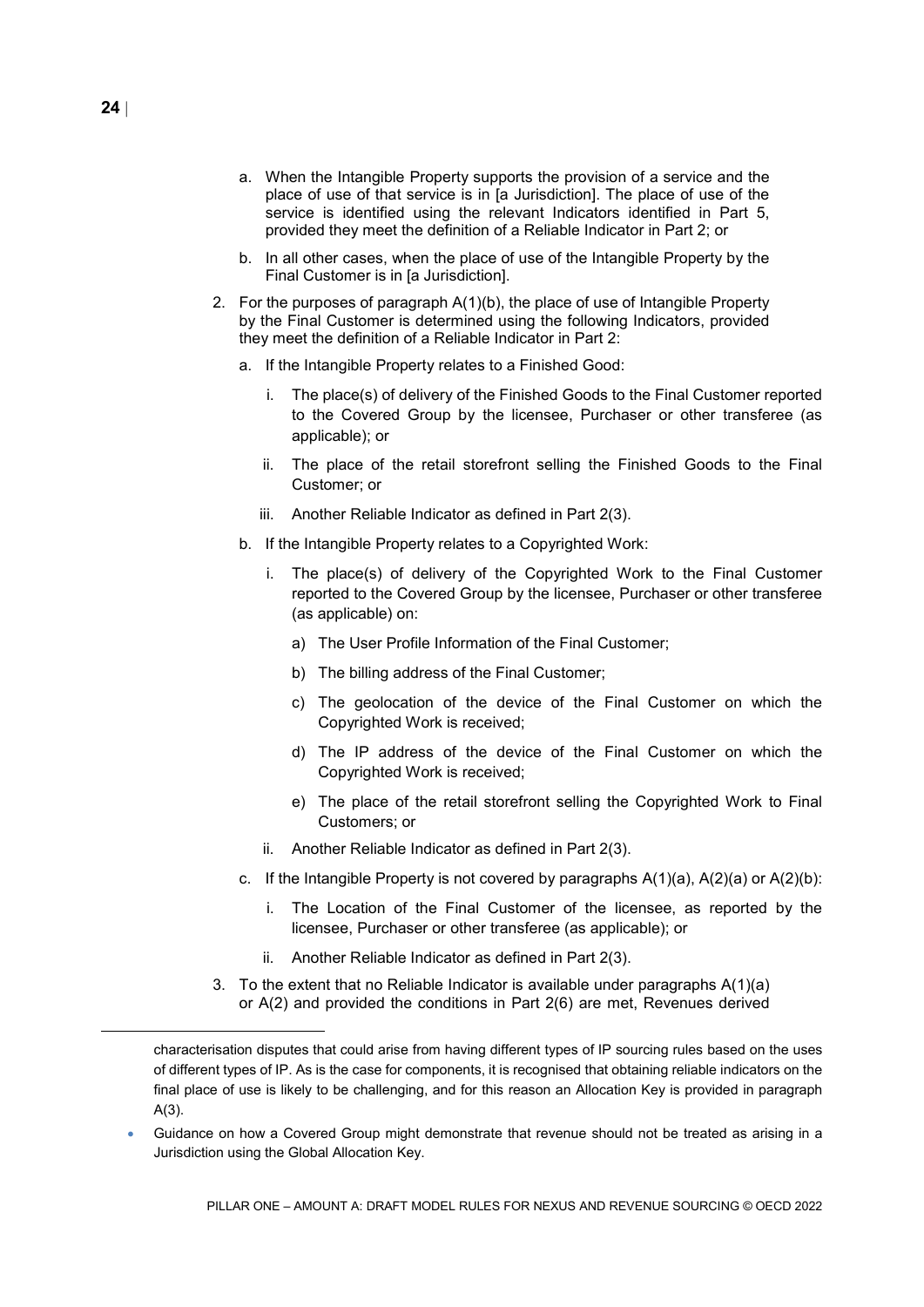a. When the Intangible Property supports the provision of a service and the place of use of that service is in [a Jurisdiction]. The place of use of the service is identified using the relevant Indicators identified in Part 5, provided they meet the definition of a Reliable Indicator in Part 2; or

b. In all other cases, when the place of use of the Intangible Property by the Final Customer is in [a Jurisdiction].

2. For the purposes of paragraph A(1)(b), the place of use of Intangible Property by the Final Customer is determined using the following Indicators, provided they meet the definition of a Reliable Indicator in Part 2:

   a. If the Intangible Property relates to a Finished Good:

      i. The place(s) of delivery of the Finished Goods to the Final Customer reported to the Covered Group by the licensee, Purchaser or other transferee (as applicable); or

      ii. The place of the retail storefront selling the Finished Goods to the Final Customer; or

      iii. Another Reliable Indicator as defined in Part 2(3).

   b. If the Intangible Property relates to a Copyrighted Work:

      i. The place(s) of delivery of the Copyrighted Work to the Final Customer reported to the Covered Group by the licensee, Purchaser or other transferee (as applicable) on:

         a) The User Profile Information of the Final Customer;

         b) The billing address of the Final Customer;

         c) The geolocation of the device of the Final Customer on which the Copyrighted Work is received;

         d) The IP address of the device of the Final Customer on which the Copyrighted Work is received;

         e) The place of the retail storefront selling the Copyrighted Work to Final Customers; or

      ii. Another Reliable Indicator as defined in Part 2(3).

   c. If the Intangible Property is not covered by paragraphs A(1)(a), A(2)(a) or A(2)(b):

      i. The Location of the Final Customer of the licensee, as reported by the licensee, Purchaser or other transferee (as applicable); or

      ii. Another Reliable Indicator as defined in Part 2(3).

3. To the extent that no Reliable Indicator is available under paragraphs A(1)(a) or A(2) and provided the conditions in Part 2(6) are met, Revenues derived

---

characterisation disputes that could arise from having different types of IP sourcing rules based on the uses of different types of IP. As is the case for components, it is recognised that obtaining reliable indicators on the final place of use is likely to be challenging, and for this reason an Allocation Key is provided in paragraph A(3).

- Guidance on how a Covered Group might demonstrate that revenue should not be treated as arising in a Jurisdiction using the Global Allocation Key.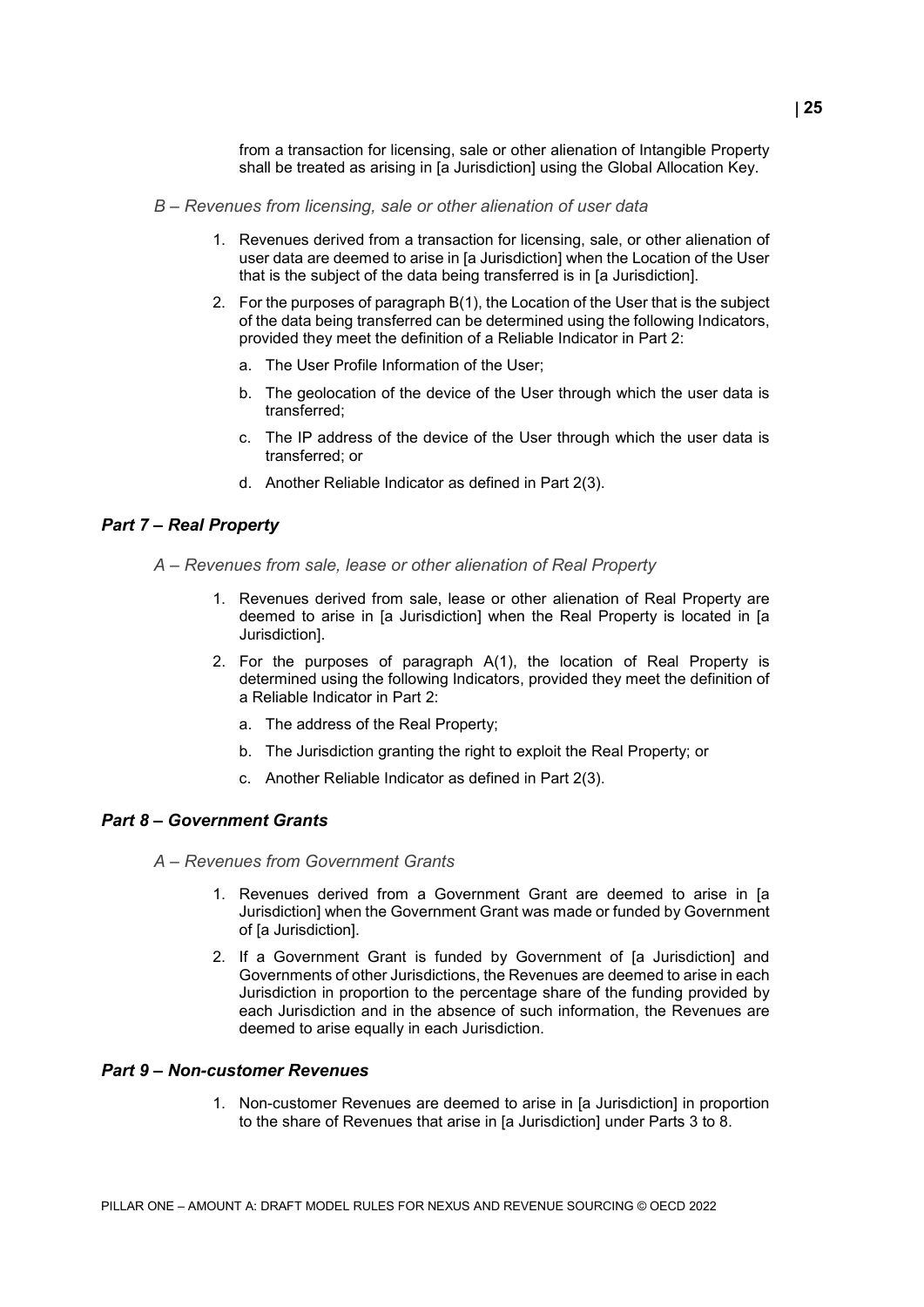from a transaction for licensing, sale or other alienation of Intangible Property shall be treated as arising in [a Jurisdiction] using the Global Allocation Key.

*B – Revenues from licensing, sale or other alienation of user data*

1. Revenues derived from a transaction for licensing, sale, or other alienation of user data are deemed to arise in [a Jurisdiction] when the Location of the User that is the subject of the data being transferred is in [a Jurisdiction].
2. For the purposes of paragraph B(1), the Location of the User that is the subject of the data being transferred can be determined using the following Indicators, provided they meet the definition of a Reliable Indicator in Part 2:
   a. The User Profile Information of the User;
   b. The geolocation of the device of the User through which the user data is transferred;
   c. The IP address of the device of the User through which the user data is transferred; or
   d. Another Reliable Indicator as defined in Part 2(3).

### *Part 7 – Real Property*

*A – Revenues from sale, lease or other alienation of Real Property*

1. Revenues derived from sale, lease or other alienation of Real Property are deemed to arise in [a Jurisdiction] when the Real Property is located in [a Jurisdiction].
2. For the purposes of paragraph A(1), the location of Real Property is determined using the following Indicators, provided they meet the definition of a Reliable Indicator in Part 2:
   a. The address of the Real Property;
   b. The Jurisdiction granting the right to exploit the Real Property; or
   c. Another Reliable Indicator as defined in Part 2(3).

### *Part 8 – Government Grants*

*A – Revenues from Government Grants*

1. Revenues derived from a Government Grant are deemed to arise in [a Jurisdiction] when the Government Grant was made or funded by Government of [a Jurisdiction].
2. If a Government Grant is funded by Government of [a Jurisdiction] and Governments of other Jurisdictions, the Revenues are deemed to arise in each Jurisdiction in proportion to the percentage share of the funding provided by each Jurisdiction and in the absence of such information, the Revenues are deemed to arise equally in each Jurisdiction.

### *Part 9 – Non-customer Revenues*

1. Non-customer Revenues are deemed to arise in [a Jurisdiction] in proportion to the share of Revenues that arise in [a Jurisdiction] under Parts 3 to 8.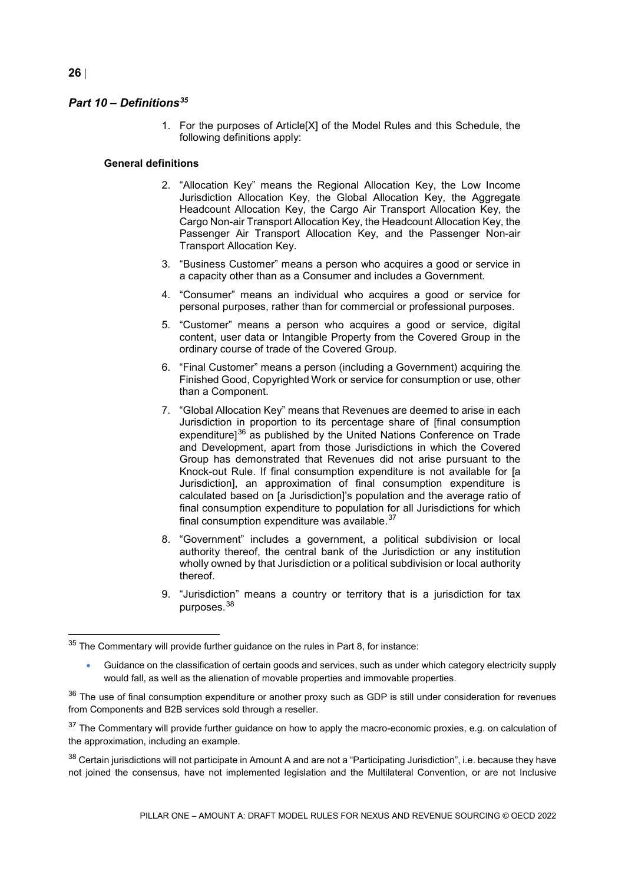## *Part 10 – Definitions*[35]

1. For the purposes of Article[X] of the Model Rules and this Schedule, the following definitions apply:

### General definitions

2. "Allocation Key" means the Regional Allocation Key, the Low Income Jurisdiction Allocation Key, the Global Allocation Key, the Aggregate Headcount Allocation Key, the Cargo Air Transport Allocation Key, the Cargo Non-air Transport Allocation Key, the Headcount Allocation Key, the Passenger Air Transport Allocation Key, and the Passenger Non-air Transport Allocation Key.

3. "Business Customer" means a person who acquires a good or service in a capacity other than as a Consumer and includes a Government.

4. "Consumer" means an individual who acquires a good or service for personal purposes, rather than for commercial or professional purposes.

5. "Customer" means a person who acquires a good or service, digital content, user data or Intangible Property from the Covered Group in the ordinary course of trade of the Covered Group.

6. "Final Customer" means a person (including a Government) acquiring the Finished Good, Copyrighted Work or service for consumption or use, other than a Component.

7. "Global Allocation Key" means that Revenues are deemed to arise in each Jurisdiction in proportion to its percentage share of [final consumption expenditure][36] as published by the United Nations Conference on Trade and Development, apart from those Jurisdictions in which the Covered Group has demonstrated that Revenues did not arise pursuant to the Knock-out Rule. If final consumption expenditure is not available for [a Jurisdiction], an approximation of final consumption expenditure is calculated based on [a Jurisdiction]'s population and the average ratio of final consumption expenditure to population for all Jurisdictions for which final consumption expenditure was available.[37]

8. "Government" includes a government, a political subdivision or local authority thereof, the central bank of the Jurisdiction or any institution wholly owned by that Jurisdiction or a political subdivision or local authority thereof.

9. "Jurisdiction" means a country or territory that is a jurisdiction for tax purposes.[38]

---

[35] The Commentary will provide further guidance on the rules in Part 8, for instance:

- Guidance on the classification of certain goods and services, such as under which category electricity supply would fall, as well as the alienation of movable properties and immovable properties.

[36] The use of final consumption expenditure or another proxy such as GDP is still under consideration for revenues from Components and B2B services sold through a reseller.

[37] The Commentary will provide further guidance on how to apply the macro-economic proxies, e.g. on calculation of the approximation, including an example.

[38] Certain jurisdictions will not participate in Amount A and are not a "Participating Jurisdiction", i.e. because they have not joined the consensus, have not implemented legislation and the Multilateral Convention, or are not Inclusive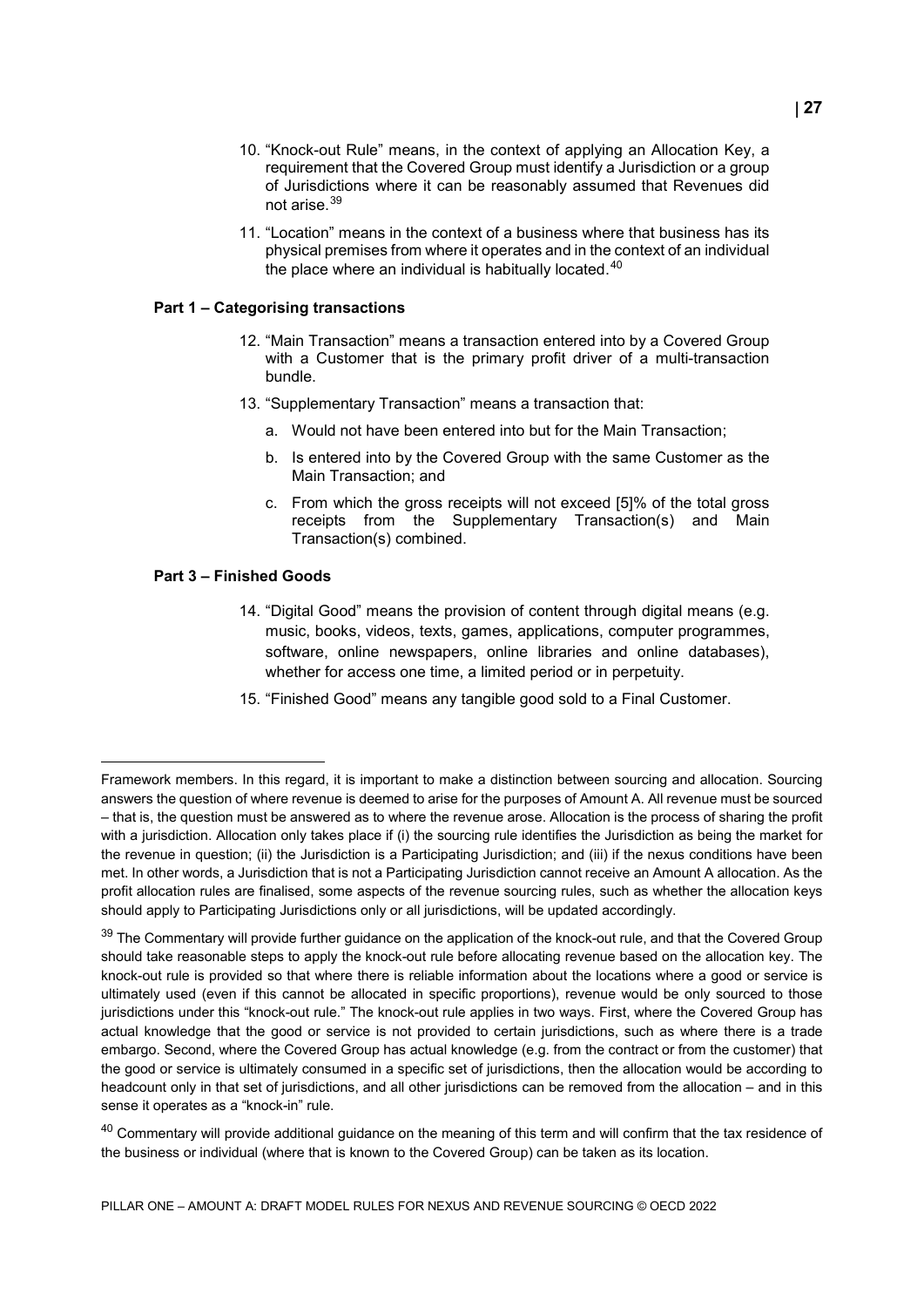10. "Knock-out Rule" means, in the context of applying an Allocation Key, a requirement that the Covered Group must identify a Jurisdiction or a group of Jurisdictions where it can be reasonably assumed that Revenues did not arise.[39]

11. "Location" means in the context of a business where that business has its physical premises from where it operates and in the context of an individual the place where an individual is habitually located.[40]

**Part 1 – Categorising transactions**

12. "Main Transaction" means a transaction entered into by a Covered Group with a Customer that is the primary profit driver of a multi-transaction bundle.

13. "Supplementary Transaction" means a transaction that:

    a. Would not have been entered into but for the Main Transaction;

    b. Is entered into by the Covered Group with the same Customer as the Main Transaction; and

    c. From which the gross receipts will not exceed [5]% of the total gross receipts from the Supplementary Transaction(s) and Main Transaction(s) combined.

**Part 3 – Finished Goods**

14. "Digital Good" means the provision of content through digital means (e.g. music, books, videos, texts, games, applications, computer programmes, software, online newspapers, online libraries and online databases), whether for access one time, a limited period or in perpetuity.

15. "Finished Good" means any tangible good sold to a Final Customer.

---

Framework members. In this regard, it is important to make a distinction between sourcing and allocation. Sourcing answers the question of where revenue is deemed to arise for the purposes of Amount A. All revenue must be sourced – that is, the question must be answered as to where the revenue arose. Allocation is the process of sharing the profit with a jurisdiction. Allocation only takes place if (i) the sourcing rule identifies the Jurisdiction as being the market for the revenue in question; (ii) the Jurisdiction is a Participating Jurisdiction; and (iii) if the nexus conditions have been met. In other words, a Jurisdiction that is not a Participating Jurisdiction cannot receive an Amount A allocation. As the profit allocation rules are finalised, some aspects of the revenue sourcing rules, such as whether the allocation keys should apply to Participating Jurisdictions only or all jurisdictions, will be updated accordingly.

[39] The Commentary will provide further guidance on the application of the knock-out rule, and that the Covered Group should take reasonable steps to apply the knock-out rule before allocating revenue based on the allocation key. The knock-out rule is provided so that where there is reliable information about the locations where a good or service is ultimately used (even if this cannot be allocated in specific proportions), revenue would be only sourced to those jurisdictions under this "knock-out rule." The knock-out rule applies in two ways. First, where the Covered Group has actual knowledge that the good or service is not provided to certain jurisdictions, such as where there is a trade embargo. Second, where the Covered Group has actual knowledge (e.g. from the contract or from the customer) that the good or service is ultimately consumed in a specific set of jurisdictions, then the allocation would be according to headcount only in that set of jurisdictions, and all other jurisdictions can be removed from the allocation – and in this sense it operates as a "knock-in" rule.

[40] Commentary will provide additional guidance on the meaning of this term and will confirm that the tax residence of the business or individual (where that is known to the Covered Group) can be taken as its location.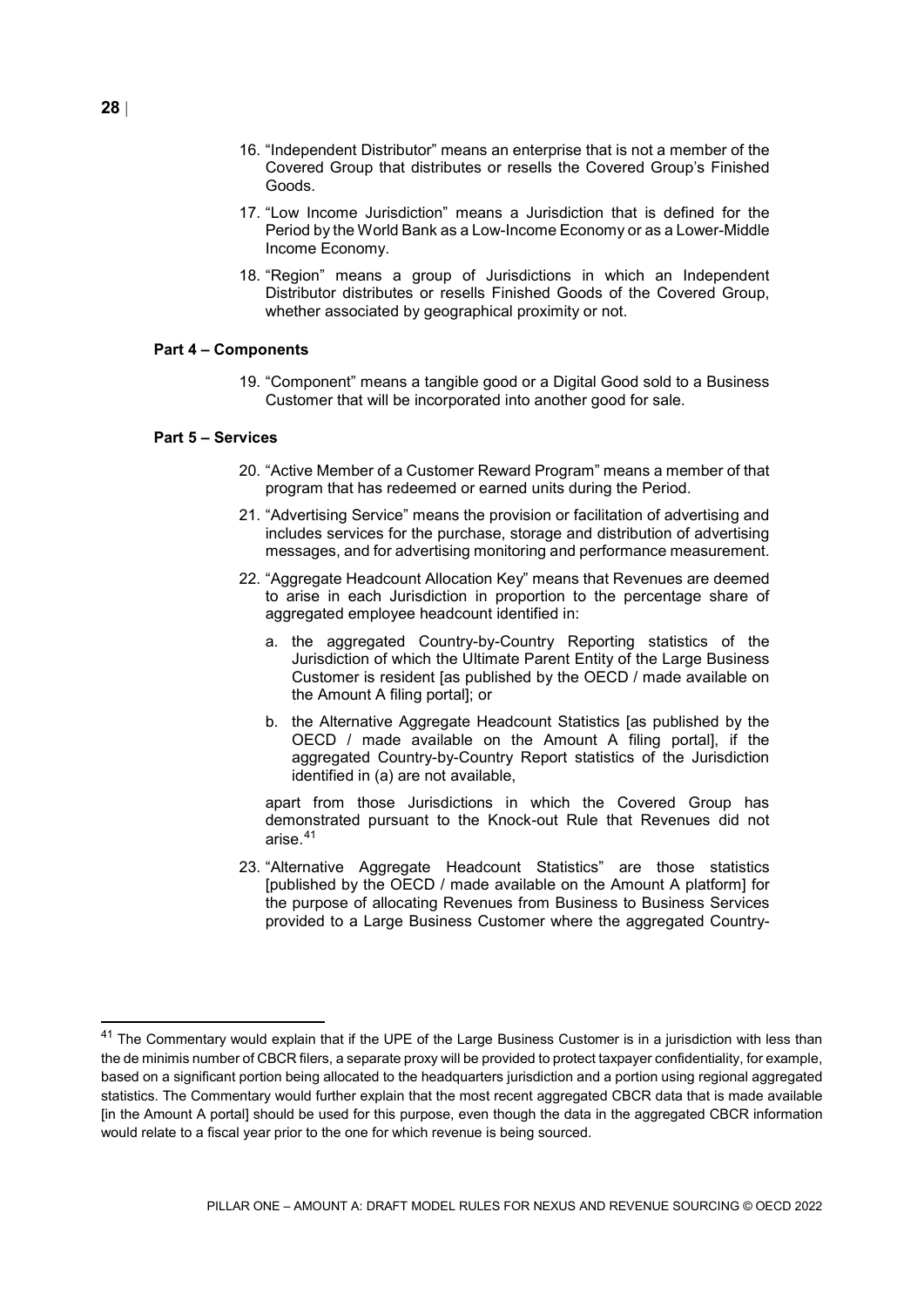16. "Independent Distributor" means an enterprise that is not a member of the Covered Group that distributes or resells the Covered Group's Finished Goods.

17. "Low Income Jurisdiction" means a Jurisdiction that is defined for the Period by the World Bank as a Low-Income Economy or as a Lower-Middle Income Economy.

18. "Region" means a group of Jurisdictions in which an Independent Distributor distributes or resells Finished Goods of the Covered Group, whether associated by geographical proximity or not.

**Part 4 – Components**

19. "Component" means a tangible good or a Digital Good sold to a Business Customer that will be incorporated into another good for sale.

**Part 5 – Services**

20. "Active Member of a Customer Reward Program" means a member of that program that has redeemed or earned units during the Period.

21. "Advertising Service" means the provision or facilitation of advertising and includes services for the purchase, storage and distribution of advertising messages, and for advertising monitoring and performance measurement.

22. "Aggregate Headcount Allocation Key" means that Revenues are deemed to arise in each Jurisdiction in proportion to the percentage share of aggregated employee headcount identified in:

    a. the aggregated Country-by-Country Reporting statistics of the Jurisdiction of which the Ultimate Parent Entity of the Large Business Customer is resident [as published by the OECD / made available on the Amount A filing portal]; or

    b. the Alternative Aggregate Headcount Statistics [as published by the OECD / made available on the Amount A filing portal], if the aggregated Country-by-Country Report statistics of the Jurisdiction identified in (a) are not available,

    apart from those Jurisdictions in which the Covered Group has demonstrated pursuant to the Knock-out Rule that Revenues did not arise.[41]

23. "Alternative Aggregate Headcount Statistics" are those statistics [published by the OECD / made available on the Amount A platform] for the purpose of allocating Revenues from Business to Business Services provided to a Large Business Customer where the aggregated Country-

---

[41] The Commentary would explain that if the UPE of the Large Business Customer is in a jurisdiction with less than the de minimis number of CBCR filers, a separate proxy will be provided to protect taxpayer confidentiality, for example, based on a significant portion being allocated to the headquarters jurisdiction and a portion using regional aggregated statistics. The Commentary would further explain that the most recent aggregated CBCR data that is made available [in the Amount A portal] should be used for this purpose, even though the data in the aggregated CBCR information would relate to a fiscal year prior to the one for which revenue is being sourced.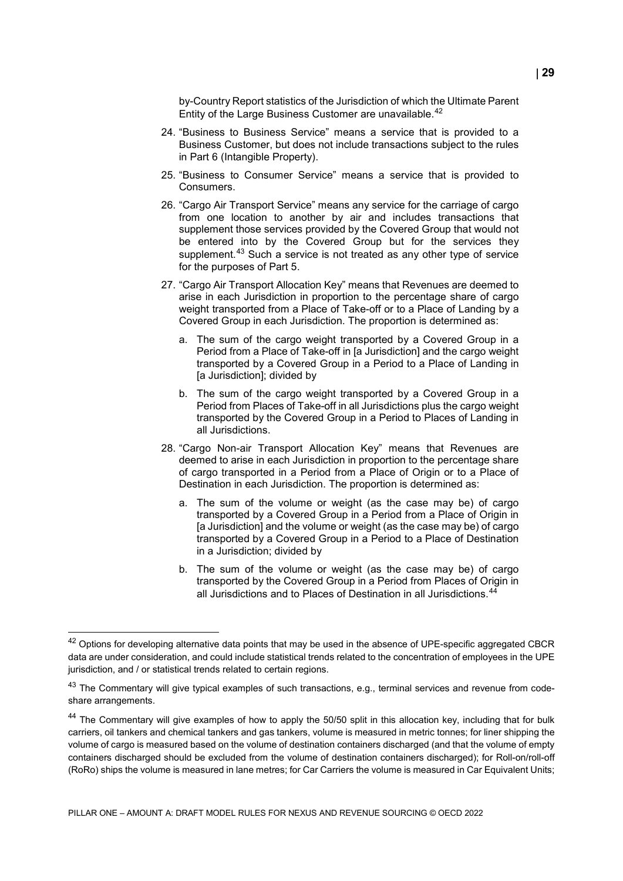by-Country Report statistics of the Jurisdiction of which the Ultimate Parent Entity of the Large Business Customer are unavailable.[42]

24. "Business to Business Service" means a service that is provided to a Business Customer, but does not include transactions subject to the rules in Part 6 (Intangible Property).

25. "Business to Consumer Service" means a service that is provided to Consumers.

26. "Cargo Air Transport Service" means any service for the carriage of cargo from one location to another by air and includes transactions that supplement those services provided by the Covered Group that would not be entered into by the Covered Group but for the services they supplement.[43] Such a service is not treated as any other type of service for the purposes of Part 5.

27. "Cargo Air Transport Allocation Key" means that Revenues are deemed to arise in each Jurisdiction in proportion to the percentage share of cargo weight transported from a Place of Take-off or to a Place of Landing by a Covered Group in each Jurisdiction. The proportion is determined as:

    a. The sum of the cargo weight transported by a Covered Group in a Period from a Place of Take-off in [a Jurisdiction] and the cargo weight transported by a Covered Group in a Period to a Place of Landing in [a Jurisdiction]; divided by

    b. The sum of the cargo weight transported by a Covered Group in a Period from Places of Take-off in all Jurisdictions plus the cargo weight transported by the Covered Group in a Period to Places of Landing in all Jurisdictions.

28. "Cargo Non-air Transport Allocation Key" means that Revenues are deemed to arise in each Jurisdiction in proportion to the percentage share of cargo transported in a Period from a Place of Origin or to a Place of Destination in each Jurisdiction. The proportion is determined as:

    a. The sum of the volume or weight (as the case may be) of cargo transported by a Covered Group in a Period from a Place of Origin in [a Jurisdiction] and the volume or weight (as the case may be) of cargo transported by a Covered Group in a Period to a Place of Destination in a Jurisdiction; divided by

    b. The sum of the volume or weight (as the case may be) of cargo transported by the Covered Group in a Period from Places of Origin in all Jurisdictions and to Places of Destination in all Jurisdictions.[44]

---

[42] Options for developing alternative data points that may be used in the absence of UPE-specific aggregated CBCR data are under consideration, and could include statistical trends related to the concentration of employees in the UPE jurisdiction, and / or statistical trends related to certain regions.

[43] The Commentary will give typical examples of such transactions, e.g., terminal services and revenue from code-share arrangements.

[44] The Commentary will give examples of how to apply the 50/50 split in this allocation key, including that for bulk carriers, oil tankers and chemical tankers and gas tankers, volume is measured in metric tonnes; for liner shipping the volume of cargo is measured based on the volume of destination containers discharged (and that the volume of empty containers discharged should be excluded from the volume of destination containers discharged); for Roll-on/roll-off (RoRo) ships the volume is measured in lane metres; for Car Carriers the volume is measured in Car Equivalent Units;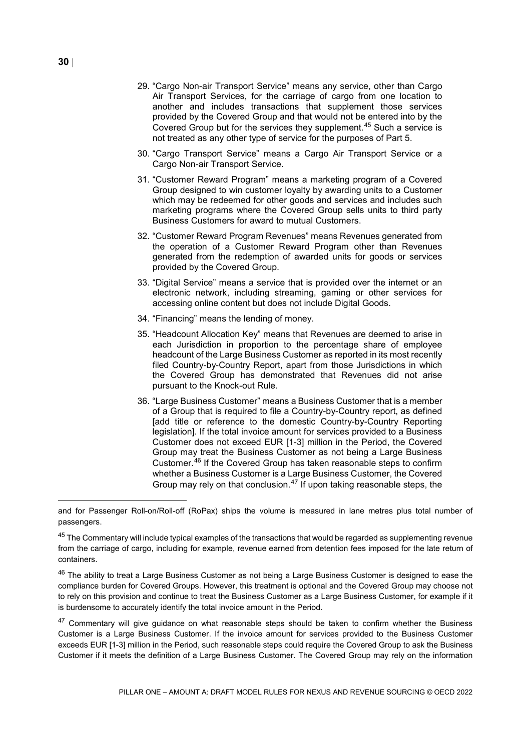29. "Cargo Non-air Transport Service" means any service, other than Cargo Air Transport Services, for the carriage of cargo from one location to another and includes transactions that supplement those services provided by the Covered Group and that would not be entered into by the Covered Group but for the services they supplement.[45] Such a service is not treated as any other type of service for the purposes of Part 5.

30. "Cargo Transport Service" means a Cargo Air Transport Service or a Cargo Non-air Transport Service.

31. "Customer Reward Program" means a marketing program of a Covered Group designed to win customer loyalty by awarding units to a Customer which may be redeemed for other goods and services and includes such marketing programs where the Covered Group sells units to third party Business Customers for award to mutual Customers.

32. "Customer Reward Program Revenues" means Revenues generated from the operation of a Customer Reward Program other than Revenues generated from the redemption of awarded units for goods or services provided by the Covered Group.

33. "Digital Service" means a service that is provided over the internet or an electronic network, including streaming, gaming or other services for accessing online content but does not include Digital Goods.

34. "Financing" means the lending of money.

35. "Headcount Allocation Key" means that Revenues are deemed to arise in each Jurisdiction in proportion to the percentage share of employee headcount of the Large Business Customer as reported in its most recently filed Country-by-Country Report, apart from those Jurisdictions in which the Covered Group has demonstrated that Revenues did not arise pursuant to the Knock-out Rule.

36. "Large Business Customer" means a Business Customer that is a member of a Group that is required to file a Country-by-Country report, as defined [add title or reference to the domestic Country-by-Country Reporting legislation]. If the total invoice amount for services provided to a Business Customer does not exceed EUR [1-3] million in the Period, the Covered Group may treat the Business Customer as not being a Large Business Customer.[46] If the Covered Group has taken reasonable steps to confirm whether a Business Customer is a Large Business Customer, the Covered Group may rely on that conclusion.[47] If upon taking reasonable steps, the

---

and for Passenger Roll-on/Roll-off (RoPax) ships the volume is measured in lane metres plus total number of passengers.

[45] The Commentary will include typical examples of the transactions that would be regarded as supplementing revenue from the carriage of cargo, including for example, revenue earned from detention fees imposed for the late return of containers.

[46] The ability to treat a Large Business Customer as not being a Large Business Customer is designed to ease the compliance burden for Covered Groups. However, this treatment is optional and the Covered Group may choose not to rely on this provision and continue to treat the Business Customer as a Large Business Customer, for example if it is burdensome to accurately identify the total invoice amount in the Period.

[47] Commentary will give guidance on what reasonable steps should be taken to confirm whether the Business Customer is a Large Business Customer. If the invoice amount for services provided to the Business Customer exceeds EUR [1-3] million in the Period, such reasonable steps could require the Covered Group to ask the Business Customer if it meets the definition of a Large Business Customer. The Covered Group may rely on the information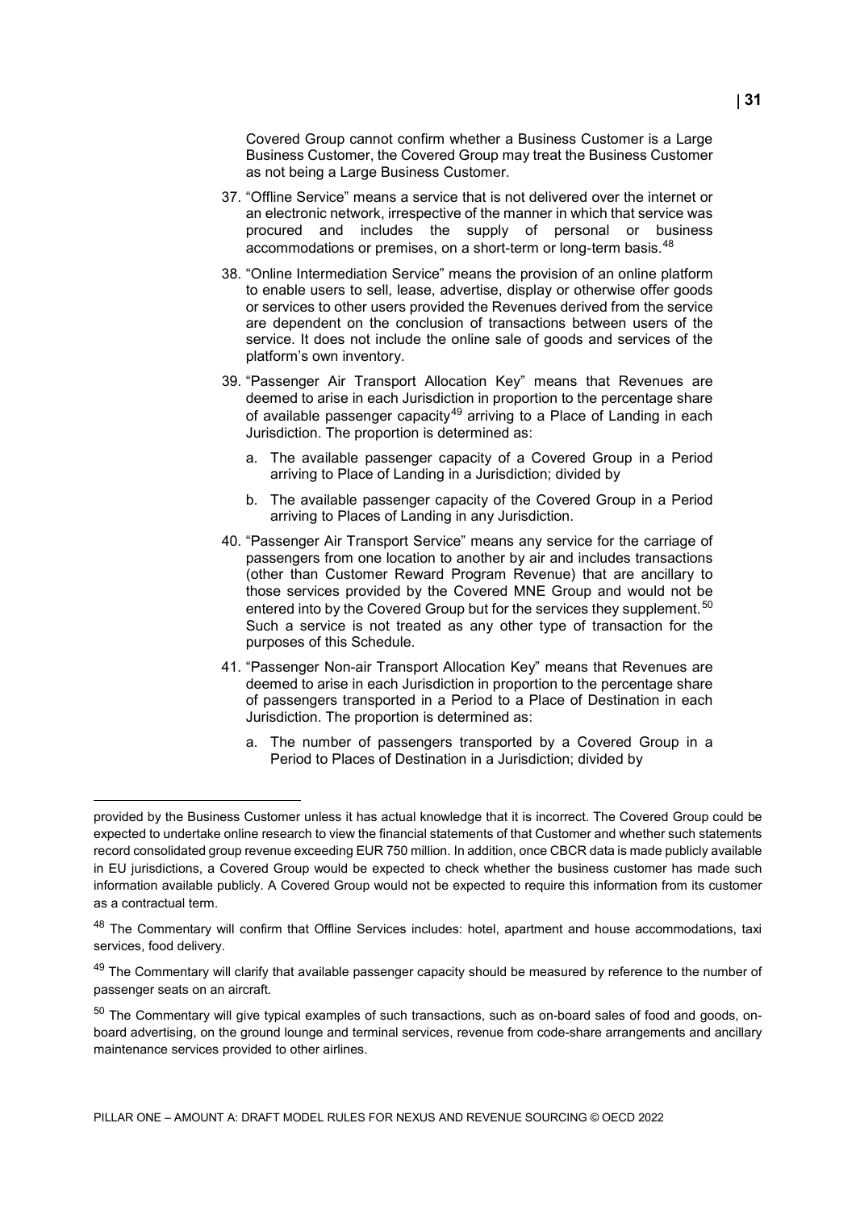Covered Group cannot confirm whether a Business Customer is a Large Business Customer, the Covered Group may treat the Business Customer as not being a Large Business Customer.

37. "Offline Service" means a service that is not delivered over the internet or an electronic network, irrespective of the manner in which that service was procured and includes the supply of personal or business accommodations or premises, on a short-term or long-term basis.[48]

38. "Online Intermediation Service" means the provision of an online platform to enable users to sell, lease, advertise, display or otherwise offer goods or services to other users provided the Revenues derived from the service are dependent on the conclusion of transactions between users of the service. It does not include the online sale of goods and services of the platform's own inventory.

39. "Passenger Air Transport Allocation Key" means that Revenues are deemed to arise in each Jurisdiction in proportion to the percentage share of available passenger capacity[49] arriving to a Place of Landing in each Jurisdiction. The proportion is determined as:

    a. The available passenger capacity of a Covered Group in a Period arriving to Place of Landing in a Jurisdiction; divided by

    b. The available passenger capacity of the Covered Group in a Period arriving to Places of Landing in any Jurisdiction.

40. "Passenger Air Transport Service" means any service for the carriage of passengers from one location to another by air and includes transactions (other than Customer Reward Program Revenue) that are ancillary to those services provided by the Covered MNE Group and would not be entered into by the Covered Group but for the services they supplement.[50] Such a service is not treated as any other type of transaction for the purposes of this Schedule.

41. "Passenger Non-air Transport Allocation Key" means that Revenues are deemed to arise in each Jurisdiction in proportion to the percentage share of passengers transported in a Period to a Place of Destination in each Jurisdiction. The proportion is determined as:

    a. The number of passengers transported by a Covered Group in a Period to Places of Destination in a Jurisdiction; divided by

---

provided by the Business Customer unless it has actual knowledge that it is incorrect. The Covered Group could be expected to undertake online research to view the financial statements of that Customer and whether such statements record consolidated group revenue exceeding EUR 750 million. In addition, once CBCR data is made publicly available in EU jurisdictions, a Covered Group would be expected to check whether the business customer has made such information available publicly. A Covered Group would not be expected to require this information from its customer as a contractual term.

[48] The Commentary will confirm that Offline Services includes: hotel, apartment and house accommodations, taxi services, food delivery.

[49] The Commentary will clarify that available passenger capacity should be measured by reference to the number of passenger seats on an aircraft.

[50] The Commentary will give typical examples of such transactions, such as on-board sales of food and goods, on-board advertising, on the ground lounge and terminal services, revenue from code-share arrangements and ancillary maintenance services provided to other airlines.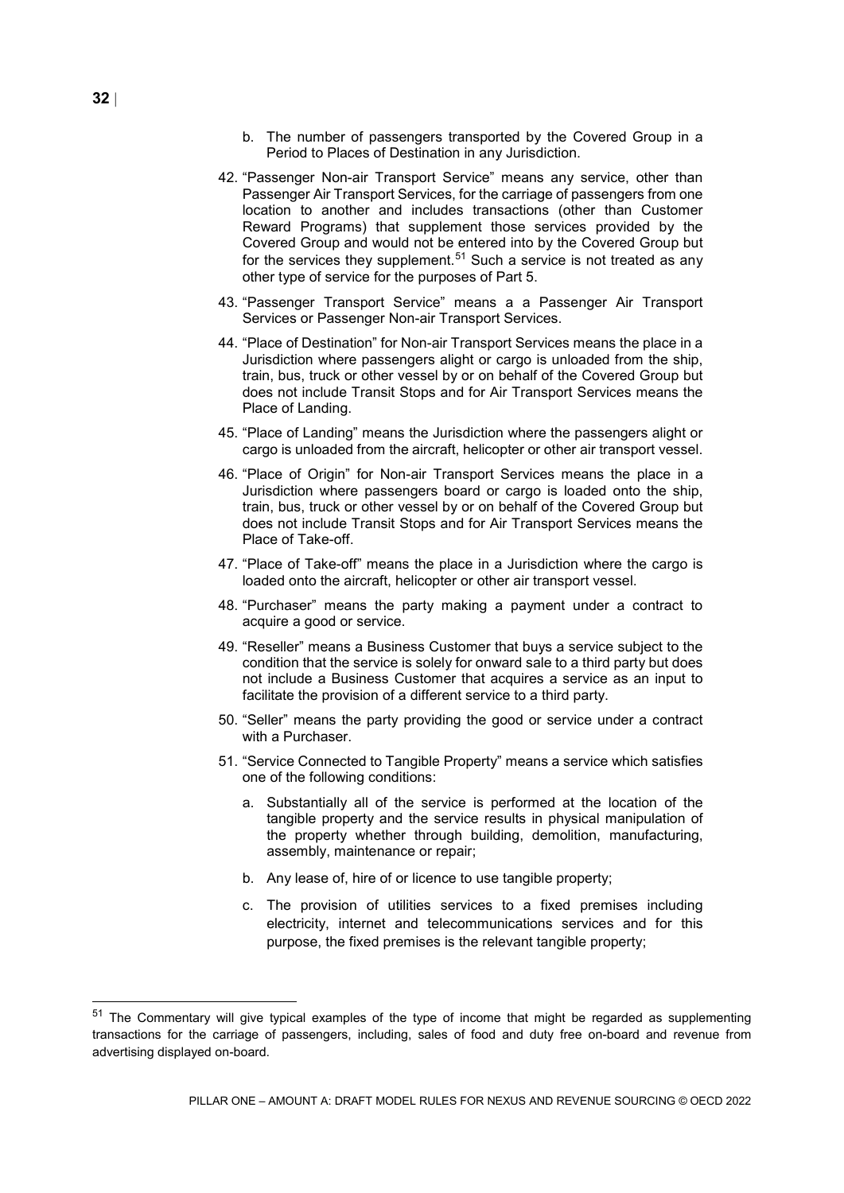b. The number of passengers transported by the Covered Group in a Period to Places of Destination in any Jurisdiction.

42. "Passenger Non-air Transport Service" means any service, other than Passenger Air Transport Services, for the carriage of passengers from one location to another and includes transactions (other than Customer Reward Programs) that supplement those services provided by the Covered Group and would not be entered into by the Covered Group but for the services they supplement.[51] Such a service is not treated as any other type of service for the purposes of Part 5.

43. "Passenger Transport Service" means a a Passenger Air Transport Services or Passenger Non-air Transport Services.

44. "Place of Destination" for Non-air Transport Services means the place in a Jurisdiction where passengers alight or cargo is unloaded from the ship, train, bus, truck or other vessel by or on behalf of the Covered Group but does not include Transit Stops and for Air Transport Services means the Place of Landing.

45. "Place of Landing" means the Jurisdiction where the passengers alight or cargo is unloaded from the aircraft, helicopter or other air transport vessel.

46. "Place of Origin" for Non-air Transport Services means the place in a Jurisdiction where passengers board or cargo is loaded onto the ship, train, bus, truck or other vessel by or on behalf of the Covered Group but does not include Transit Stops and for Air Transport Services means the Place of Take-off.

47. "Place of Take-off" means the place in a Jurisdiction where the cargo is loaded onto the aircraft, helicopter or other air transport vessel.

48. "Purchaser" means the party making a payment under a contract to acquire a good or service.

49. "Reseller" means a Business Customer that buys a service subject to the condition that the service is solely for onward sale to a third party but does not include a Business Customer that acquires a service as an input to facilitate the provision of a different service to a third party.

50. "Seller" means the party providing the good or service under a contract with a Purchaser.

51. "Service Connected to Tangible Property" means a service which satisfies one of the following conditions:

   a. Substantially all of the service is performed at the location of the tangible property and the service results in physical manipulation of the property whether through building, demolition, manufacturing, assembly, maintenance or repair;

   b. Any lease of, hire of or licence to use tangible property;

   c. The provision of utilities services to a fixed premises including electricity, internet and telecommunications services and for this purpose, the fixed premises is the relevant tangible property;

---

[51] The Commentary will give typical examples of the type of income that might be regarded as supplementing transactions for the carriage of passengers, including, sales of food and duty free on-board and revenue from advertising displayed on-board.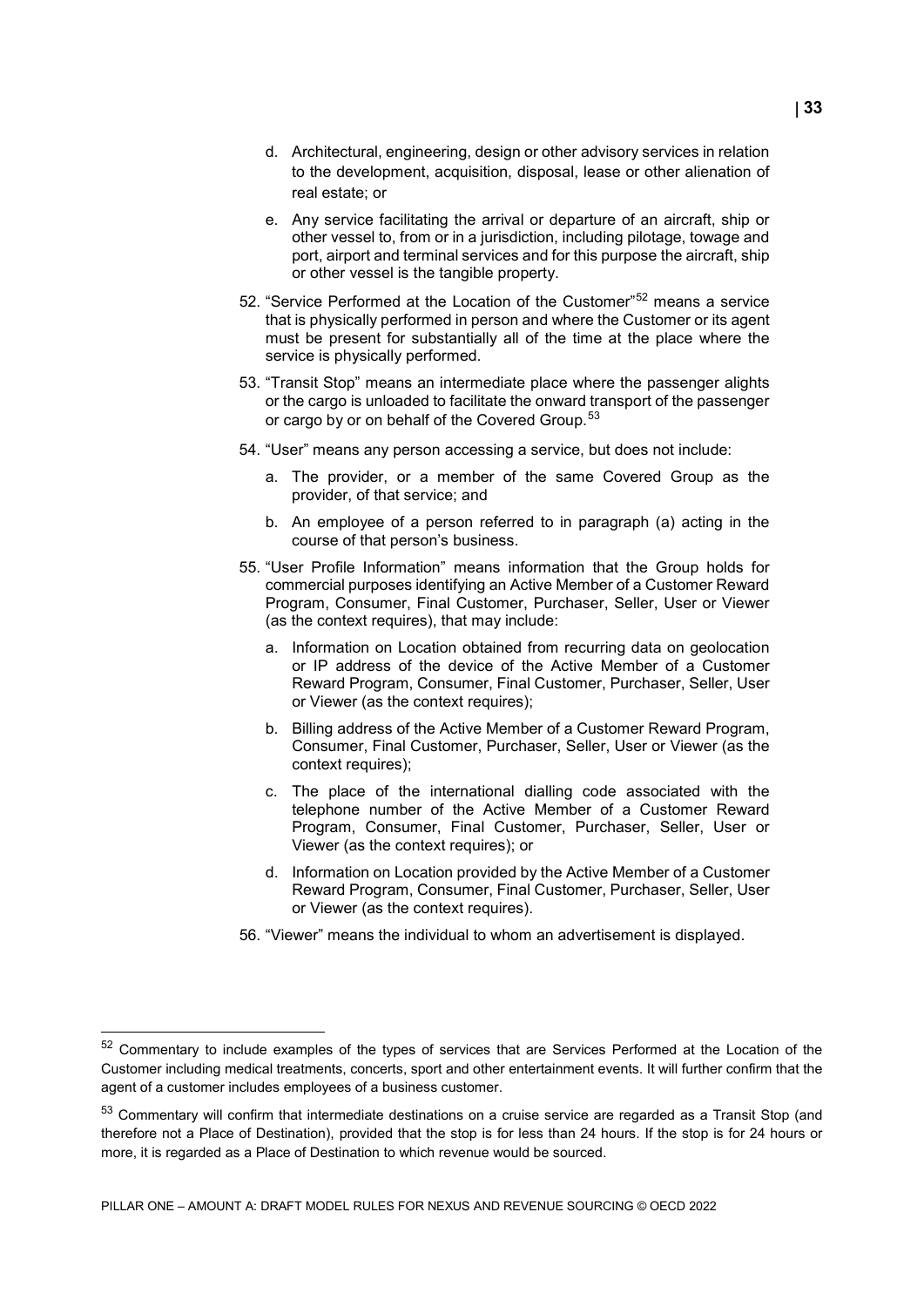d. Architectural, engineering, design or other advisory services in relation to the development, acquisition, disposal, lease or other alienation of real estate; or

e. Any service facilitating the arrival or departure of an aircraft, ship or other vessel to, from or in a jurisdiction, including pilotage, towage and port, airport and terminal services and for this purpose the aircraft, ship or other vessel is the tangible property.

52. "Service Performed at the Location of the Customer"[52] means a service that is physically performed in person and where the Customer or its agent must be present for substantially all of the time at the place where the service is physically performed.

53. "Transit Stop" means an intermediate place where the passenger alights or the cargo is unloaded to facilitate the onward transport of the passenger or cargo by or on behalf of the Covered Group.[53]

54. "User" means any person accessing a service, but does not include:

   a. The provider, or a member of the same Covered Group as the provider, of that service; and

   b. An employee of a person referred to in paragraph (a) acting in the course of that person's business.

55. "User Profile Information" means information that the Group holds for commercial purposes identifying an Active Member of a Customer Reward Program, Consumer, Final Customer, Purchaser, Seller, User or Viewer (as the context requires), that may include:

   a. Information on Location obtained from recurring data on geolocation or IP address of the device of the Active Member of a Customer Reward Program, Consumer, Final Customer, Purchaser, Seller, User or Viewer (as the context requires);

   b. Billing address of the Active Member of a Customer Reward Program, Consumer, Final Customer, Purchaser, Seller, User or Viewer (as the context requires);

   c. The place of the international dialling code associated with the telephone number of the Active Member of a Customer Reward Program, Consumer, Final Customer, Purchaser, Seller, User or Viewer (as the context requires); or

   d. Information on Location provided by the Active Member of a Customer Reward Program, Consumer, Final Customer, Purchaser, Seller, User or Viewer (as the context requires).

56. "Viewer" means the individual to whom an advertisement is displayed.

---

[52] Commentary to include examples of the types of services that are Services Performed at the Location of the Customer including medical treatments, concerts, sport and other entertainment events. It will further confirm that the agent of a customer includes employees of a business customer.

[53] Commentary will confirm that intermediate destinations on a cruise service are regarded as a Transit Stop (and therefore not a Place of Destination), provided that the stop is for less than 24 hours. If the stop is for 24 hours or more, it is regarded as a Place of Destination to which revenue would be sourced.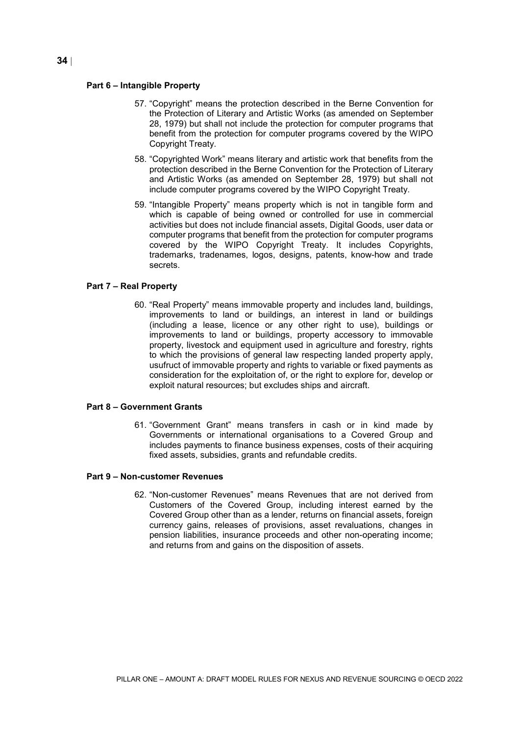#### Part 6 – Intangible Property

57. “Copyright” means the protection described in the Berne Convention for the Protection of Literary and Artistic Works (as amended on September 28, 1979) but shall not include the protection for computer programs that benefit from the protection for computer programs covered by the WIPO Copyright Treaty.

58. “Copyrighted Work” means literary and artistic work that benefits from the protection described in the Berne Convention for the Protection of Literary and Artistic Works (as amended on September 28, 1979) but shall not include computer programs covered by the WIPO Copyright Treaty.

59. “Intangible Property” means property which is not in tangible form and which is capable of being owned or controlled for use in commercial activities but does not include financial assets, Digital Goods, user data or computer programs that benefit from the protection for computer programs covered by the WIPO Copyright Treaty. It includes Copyrights, trademarks, tradenames, logos, designs, patents, know-how and trade secrets.

#### Part 7 – Real Property

60. “Real Property” means immovable property and includes land, buildings, improvements to land or buildings, an interest in land or buildings (including a lease, licence or any other right to use), buildings or improvements to land or buildings, property accessory to immovable property, livestock and equipment used in agriculture and forestry, rights to which the provisions of general law respecting landed property apply, usufruct of immovable property and rights to variable or fixed payments as consideration for the exploitation of, or the right to explore for, develop or exploit natural resources; but excludes ships and aircraft.

#### Part 8 – Government Grants

61. “Government Grant” means transfers in cash or in kind made by Governments or international organisations to a Covered Group and includes payments to finance business expenses, costs of their acquiring fixed assets, subsidies, grants and refundable credits.

#### Part 9 – Non-customer Revenues

62. “Non-customer Revenues” means Revenues that are not derived from Customers of the Covered Group, including interest earned by the Covered Group other than as a lender, returns on financial assets, foreign currency gains, releases of provisions, asset revaluations, changes in pension liabilities, insurance proceeds and other non-operating income; and returns from and gains on the disposition of assets.